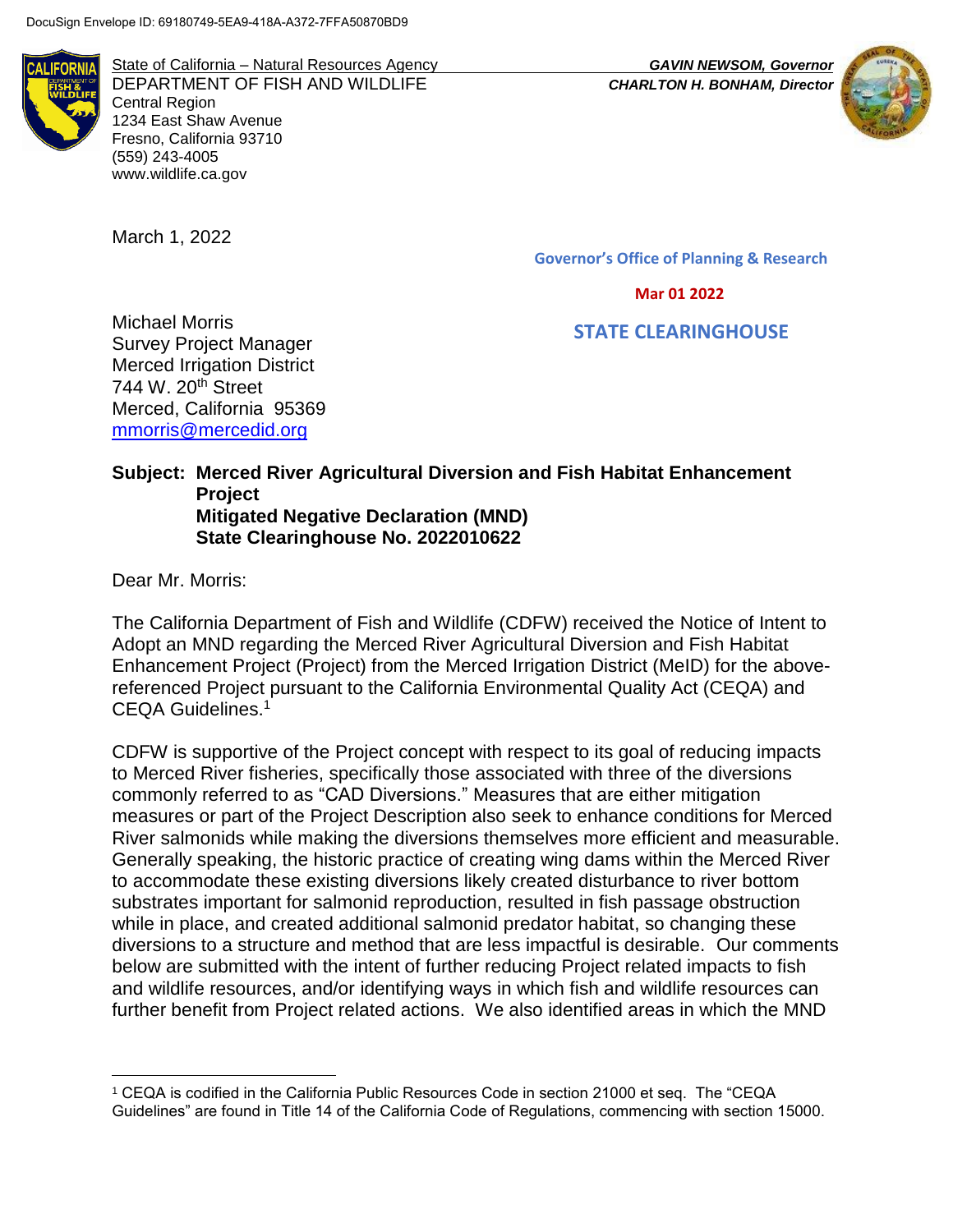DocuSign Envelope ID: 69180749-5EA9-418A-A372-7FFA50870BD9

State of California – Natural Resources Agency
DEPARTMENT OF FISH AND WILDLIFE
Central Region
1234 East Shaw Avenue
Fresno, California 93710
(559) 243-4005
www.wildlife.ca.gov

*GAVIN NEWSOM, Governor*
*CHARLTON H. BONHAM, Director*

March 1, 2022

Governor's Office of Planning & Research

Mar 01 2022

STATE CLEARINGHOUSE

Michael Morris
Survey Project Manager
Merced Irrigation District
744 W. 20th Street
Merced, California 95369
mmorris@mercedid.org

**Subject: Merced River Agricultural Diversion and Fish Habitat Enhancement Project
Mitigated Negative Declaration (MND)
State Clearinghouse No. 2022010622**

Dear Mr. Morris:

The California Department of Fish and Wildlife (CDFW) received the Notice of Intent to Adopt an MND regarding the Merced River Agricultural Diversion and Fish Habitat Enhancement Project (Project) from the Merced Irrigation District (MeID) for the above-referenced Project pursuant to the California Environmental Quality Act (CEQA) and CEQA Guidelines.[1]

CDFW is supportive of the Project concept with respect to its goal of reducing impacts to Merced River fisheries, specifically those associated with three of the diversions commonly referred to as "CAD Diversions." Measures that are either mitigation measures or part of the Project Description also seek to enhance conditions for Merced River salmonids while making the diversions themselves more efficient and measurable. Generally speaking, the historic practice of creating wing dams within the Merced River to accommodate these existing diversions likely created disturbance to river bottom substrates important for salmonid reproduction, resulted in fish passage obstruction while in place, and created additional salmonid predator habitat, so changing these diversions to a structure and method that are less impactful is desirable. Our comments below are submitted with the intent of further reducing Project related impacts to fish and wildlife resources, and/or identifying ways in which fish and wildlife resources can further benefit from Project related actions. We also identified areas in which the MND

[1] CEQA is codified in the California Public Resources Code in section 21000 et seq. The "CEQA Guidelines" are found in Title 14 of the California Code of Regulations, commencing with section 15000.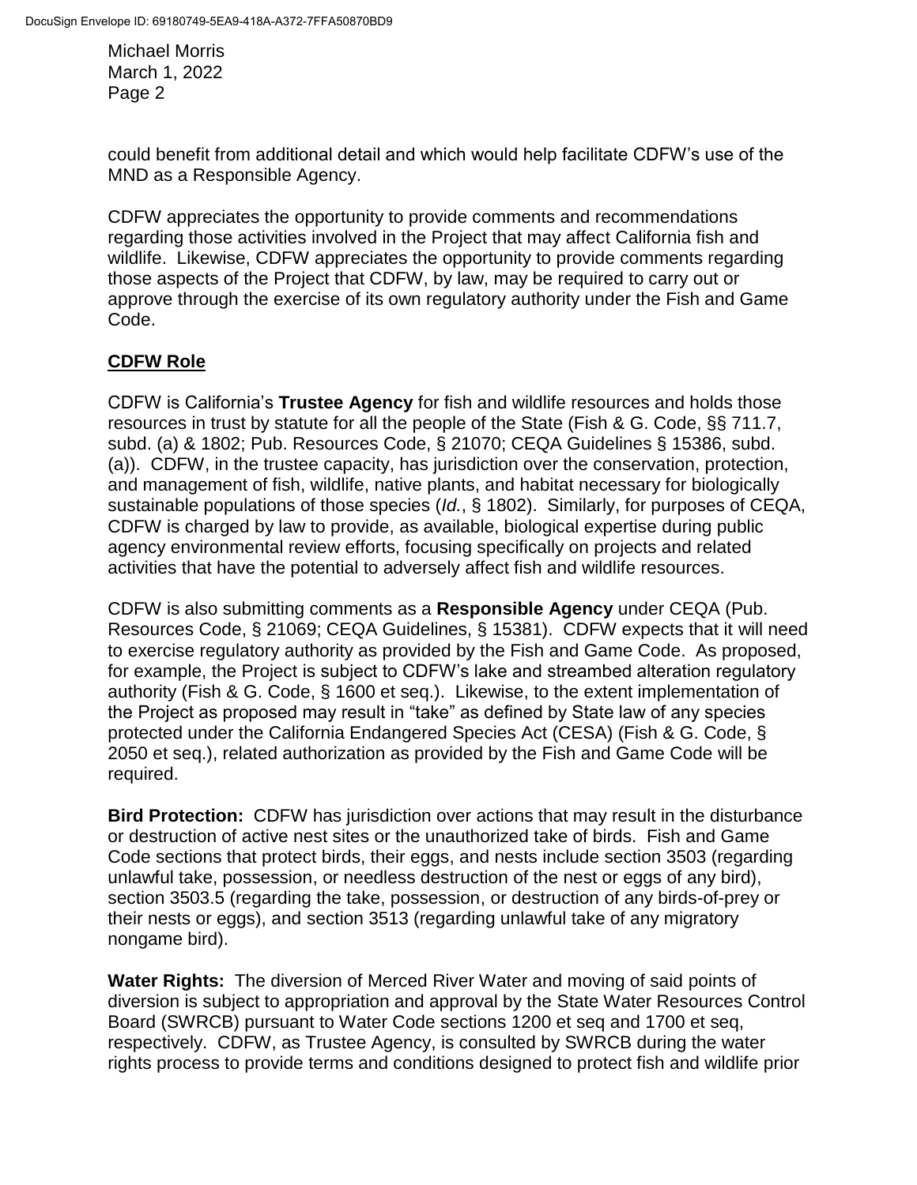could benefit from additional detail and which would help facilitate CDFW's use of the MND as a Responsible Agency.

CDFW appreciates the opportunity to provide comments and recommendations regarding those activities involved in the Project that may affect California fish and wildlife. Likewise, CDFW appreciates the opportunity to provide comments regarding those aspects of the Project that CDFW, by law, may be required to carry out or approve through the exercise of its own regulatory authority under the Fish and Game Code.

## CDFW Role

CDFW is California's **Trustee Agency** for fish and wildlife resources and holds those resources in trust by statute for all the people of the State (Fish & G. Code, §§ 711.7, subd. (a) & 1802; Pub. Resources Code, § 21070; CEQA Guidelines § 15386, subd. (a)). CDFW, in the trustee capacity, has jurisdiction over the conservation, protection, and management of fish, wildlife, native plants, and habitat necessary for biologically sustainable populations of those species (*Id.*, § 1802). Similarly, for purposes of CEQA, CDFW is charged by law to provide, as available, biological expertise during public agency environmental review efforts, focusing specifically on projects and related activities that have the potential to adversely affect fish and wildlife resources.

CDFW is also submitting comments as a **Responsible Agency** under CEQA (Pub. Resources Code, § 21069; CEQA Guidelines, § 15381). CDFW expects that it will need to exercise regulatory authority as provided by the Fish and Game Code. As proposed, for example, the Project is subject to CDFW's lake and streambed alteration regulatory authority (Fish & G. Code, § 1600 et seq.). Likewise, to the extent implementation of the Project as proposed may result in "take" as defined by State law of any species protected under the California Endangered Species Act (CESA) (Fish & G. Code, § 2050 et seq.), related authorization as provided by the Fish and Game Code will be required.

**Bird Protection:** CDFW has jurisdiction over actions that may result in the disturbance or destruction of active nest sites or the unauthorized take of birds. Fish and Game Code sections that protect birds, their eggs, and nests include section 3503 (regarding unlawful take, possession, or needless destruction of the nest or eggs of any bird), section 3503.5 (regarding the take, possession, or destruction of any birds-of-prey or their nests or eggs), and section 3513 (regarding unlawful take of any migratory nongame bird).

**Water Rights:** The diversion of Merced River Water and moving of said points of diversion is subject to appropriation and approval by the State Water Resources Control Board (SWRCB) pursuant to Water Code sections 1200 et seq and 1700 et seq, respectively. CDFW, as Trustee Agency, is consulted by SWRCB during the water rights process to provide terms and conditions designed to protect fish and wildlife prior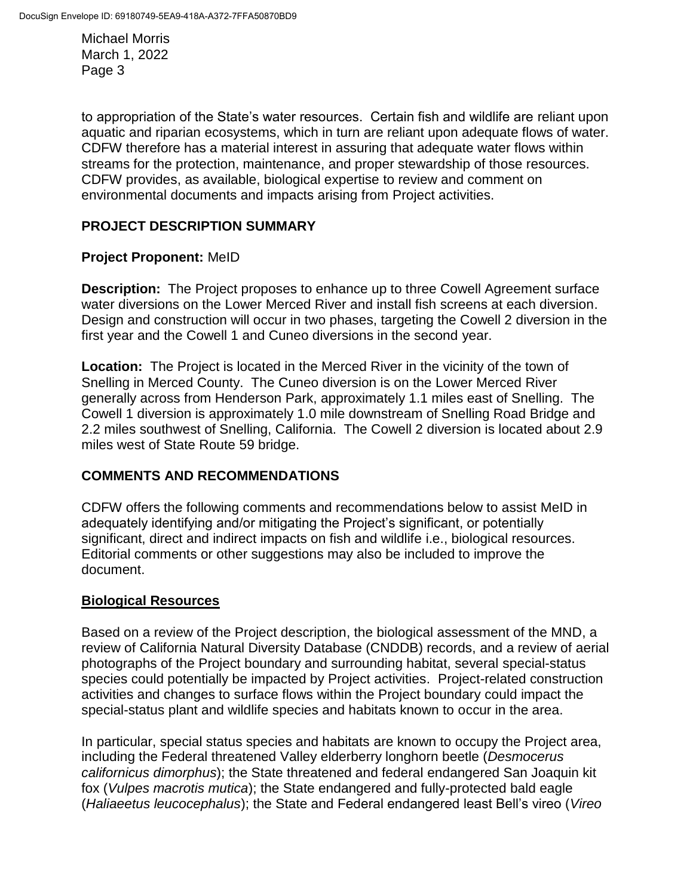to appropriation of the State's water resources. Certain fish and wildlife are reliant upon aquatic and riparian ecosystems, which in turn are reliant upon adequate flows of water. CDFW therefore has a material interest in assuring that adequate water flows within streams for the protection, maintenance, and proper stewardship of those resources. CDFW provides, as available, biological expertise to review and comment on environmental documents and impacts arising from Project activities.

## PROJECT DESCRIPTION SUMMARY

**Project Proponent:** MeID

**Description:** The Project proposes to enhance up to three Cowell Agreement surface water diversions on the Lower Merced River and install fish screens at each diversion. Design and construction will occur in two phases, targeting the Cowell 2 diversion in the first year and the Cowell 1 and Cuneo diversions in the second year.

**Location:** The Project is located in the Merced River in the vicinity of the town of Snelling in Merced County. The Cuneo diversion is on the Lower Merced River generally across from Henderson Park, approximately 1.1 miles east of Snelling. The Cowell 1 diversion is approximately 1.0 mile downstream of Snelling Road Bridge and 2.2 miles southwest of Snelling, California. The Cowell 2 diversion is located about 2.9 miles west of State Route 59 bridge.

## COMMENTS AND RECOMMENDATIONS

CDFW offers the following comments and recommendations below to assist MeID in adequately identifying and/or mitigating the Project's significant, or potentially significant, direct and indirect impacts on fish and wildlife i.e., biological resources. Editorial comments or other suggestions may also be included to improve the document.

### Biological Resources

Based on a review of the Project description, the biological assessment of the MND, a review of California Natural Diversity Database (CNDDB) records, and a review of aerial photographs of the Project boundary and surrounding habitat, several special-status species could potentially be impacted by Project activities. Project-related construction activities and changes to surface flows within the Project boundary could impact the special-status plant and wildlife species and habitats known to occur in the area.

In particular, special status species and habitats are known to occupy the Project area, including the Federal threatened Valley elderberry longhorn beetle (*Desmocerus californicus dimorphus*); the State threatened and federal endangered San Joaquin kit fox (*Vulpes macrotis mutica*); the State endangered and fully-protected bald eagle (*Haliaeetus leucocephalus*); the State and Federal endangered least Bell's vireo (*Vireo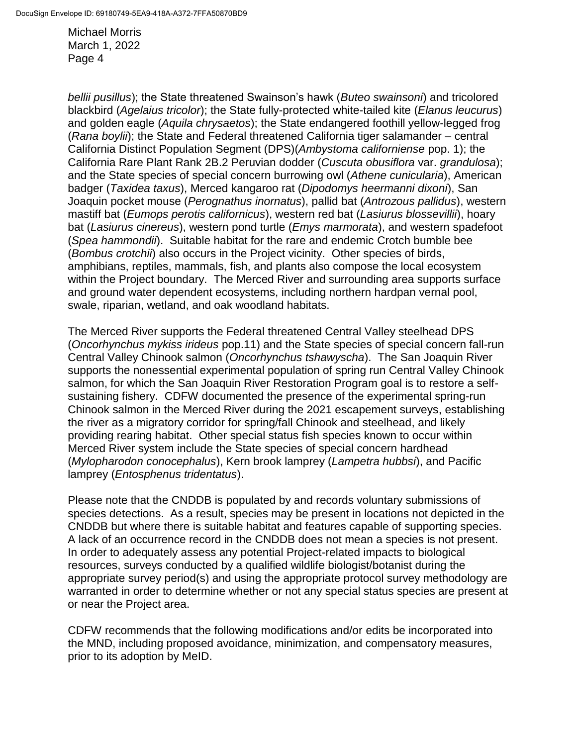*bellii pusillus*); the State threatened Swainson's hawk (*Buteo swainsoni*) and tricolored blackbird (*Agelaius tricolor*); the State fully-protected white-tailed kite (*Elanus leucurus*) and golden eagle (*Aquila chrysaetos*); the State endangered foothill yellow-legged frog (*Rana boylii*); the State and Federal threatened California tiger salamander – central California Distinct Population Segment (DPS)(*Ambystoma californiense* pop. 1); the California Rare Plant Rank 2B.2 Peruvian dodder (*Cuscuta obusiflora* var. *grandulosa*); and the State species of special concern burrowing owl (*Athene cunicularia*), American badger (*Taxidea taxus*), Merced kangaroo rat (*Dipodomys heermanni dixoni*), San Joaquin pocket mouse (*Perognathus inornatus*), pallid bat (*Antrozous pallidus*), western mastiff bat (*Eumops perotis californicus*), western red bat (*Lasiurus blossevillii*), hoary bat (*Lasiurus cinereus*), western pond turtle (*Emys marmorata*), and western spadefoot (*Spea hammondii*). Suitable habitat for the rare and endemic Crotch bumble bee (*Bombus crotchii*) also occurs in the Project vicinity. Other species of birds, amphibians, reptiles, mammals, fish, and plants also compose the local ecosystem within the Project boundary. The Merced River and surrounding area supports surface and ground water dependent ecosystems, including northern hardpan vernal pool, swale, riparian, wetland, and oak woodland habitats.

The Merced River supports the Federal threatened Central Valley steelhead DPS (*Oncorhynchus mykiss irideus* pop.11) and the State species of special concern fall-run Central Valley Chinook salmon (*Oncorhynchus tshawyscha*). The San Joaquin River supports the nonessential experimental population of spring run Central Valley Chinook salmon, for which the San Joaquin River Restoration Program goal is to restore a self-sustaining fishery. CDFW documented the presence of the experimental spring-run Chinook salmon in the Merced River during the 2021 escapement surveys, establishing the river as a migratory corridor for spring/fall Chinook and steelhead, and likely providing rearing habitat. Other special status fish species known to occur within Merced River system include the State species of special concern hardhead (*Mylopharodon conocephalus*), Kern brook lamprey (*Lampetra hubbsi*), and Pacific lamprey (*Entosphenus tridentatus*).

Please note that the CNDDB is populated by and records voluntary submissions of species detections. As a result, species may be present in locations not depicted in the CNDDB but where there is suitable habitat and features capable of supporting species. A lack of an occurrence record in the CNDDB does not mean a species is not present. In order to adequately assess any potential Project-related impacts to biological resources, surveys conducted by a qualified wildlife biologist/botanist during the appropriate survey period(s) and using the appropriate protocol survey methodology are warranted in order to determine whether or not any special status species are present at or near the Project area.

CDFW recommends that the following modifications and/or edits be incorporated into the MND, including proposed avoidance, minimization, and compensatory measures, prior to its adoption by MeID.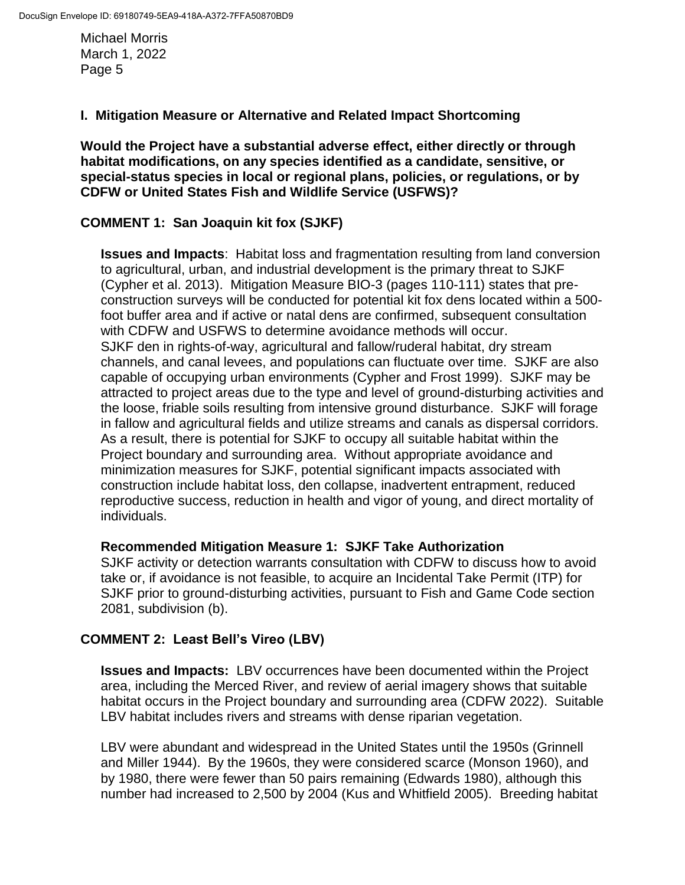## I. Mitigation Measure or Alternative and Related Impact Shortcoming

**Would the Project have a substantial adverse effect, either directly or through habitat modifications, on any species identified as a candidate, sensitive, or special-status species in local or regional plans, policies, or regulations, or by CDFW or United States Fish and Wildlife Service (USFWS)?**

### COMMENT 1: San Joaquin kit fox (SJKF)

**Issues and Impacts**: Habitat loss and fragmentation resulting from land conversion to agricultural, urban, and industrial development is the primary threat to SJKF (Cypher et al. 2013). Mitigation Measure BIO-3 (pages 110-111) states that pre-construction surveys will be conducted for potential kit fox dens located within a 500-foot buffer area and if active or natal dens are confirmed, subsequent consultation with CDFW and USFWS to determine avoidance methods will occur. SJKF den in rights-of-way, agricultural and fallow/ruderal habitat, dry stream channels, and canal levees, and populations can fluctuate over time. SJKF are also capable of occupying urban environments (Cypher and Frost 1999). SJKF may be attracted to project areas due to the type and level of ground-disturbing activities and the loose, friable soils resulting from intensive ground disturbance. SJKF will forage in fallow and agricultural fields and utilize streams and canals as dispersal corridors. As a result, there is potential for SJKF to occupy all suitable habitat within the Project boundary and surrounding area. Without appropriate avoidance and minimization measures for SJKF, potential significant impacts associated with construction include habitat loss, den collapse, inadvertent entrapment, reduced reproductive success, reduction in health and vigor of young, and direct mortality of individuals.

**Recommended Mitigation Measure 1: SJKF Take Authorization**
SJKF activity or detection warrants consultation with CDFW to discuss how to avoid take or, if avoidance is not feasible, to acquire an Incidental Take Permit (ITP) for SJKF prior to ground-disturbing activities, pursuant to Fish and Game Code section 2081, subdivision (b).

### COMMENT 2: Least Bell's Vireo (LBV)

**Issues and Impacts:** LBV occurrences have been documented within the Project area, including the Merced River, and review of aerial imagery shows that suitable habitat occurs in the Project boundary and surrounding area (CDFW 2022). Suitable LBV habitat includes rivers and streams with dense riparian vegetation.

LBV were abundant and widespread in the United States until the 1950s (Grinnell and Miller 1944). By the 1960s, they were considered scarce (Monson 1960), and by 1980, there were fewer than 50 pairs remaining (Edwards 1980), although this number had increased to 2,500 by 2004 (Kus and Whitfield 2005). Breeding habitat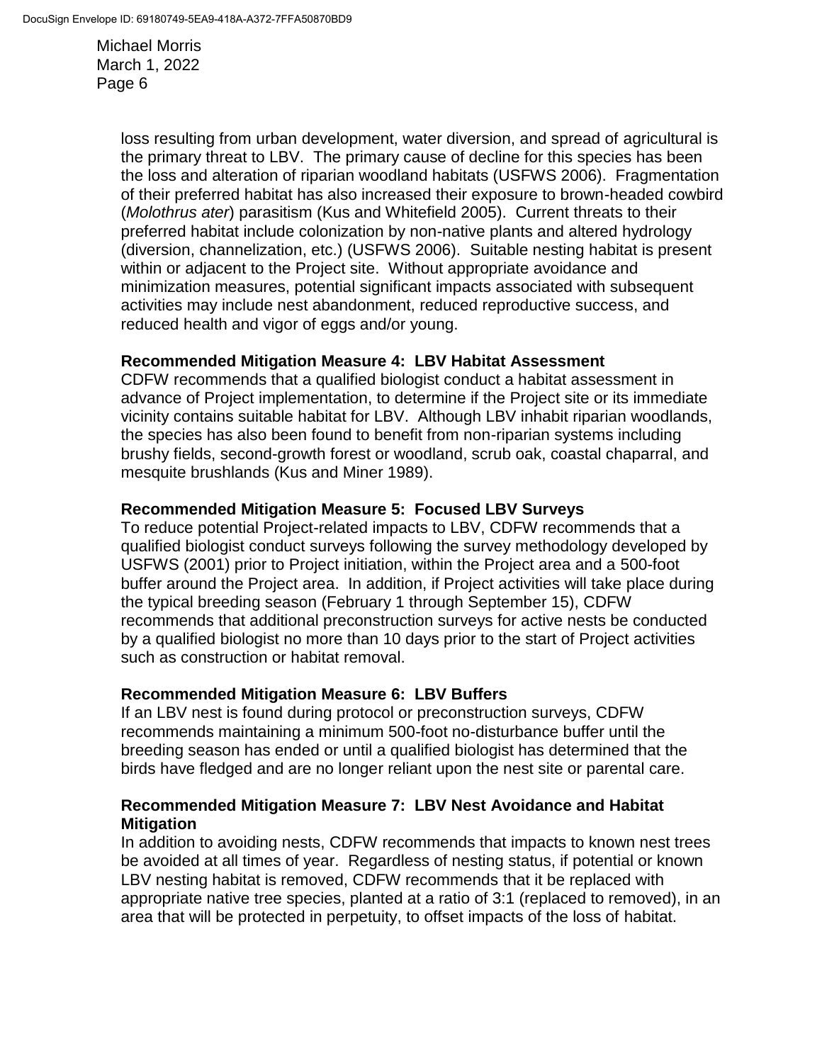loss resulting from urban development, water diversion, and spread of agricultural is the primary threat to LBV. The primary cause of decline for this species has been the loss and alteration of riparian woodland habitats (USFWS 2006). Fragmentation of their preferred habitat has also increased their exposure to brown-headed cowbird (*Molothrus ater*) parasitism (Kus and Whitefield 2005). Current threats to their preferred habitat include colonization by non-native plants and altered hydrology (diversion, channelization, etc.) (USFWS 2006). Suitable nesting habitat is present within or adjacent to the Project site. Without appropriate avoidance and minimization measures, potential significant impacts associated with subsequent activities may include nest abandonment, reduced reproductive success, and reduced health and vigor of eggs and/or young.

**Recommended Mitigation Measure 4: LBV Habitat Assessment**
CDFW recommends that a qualified biologist conduct a habitat assessment in advance of Project implementation, to determine if the Project site or its immediate vicinity contains suitable habitat for LBV. Although LBV inhabit riparian woodlands, the species has also been found to benefit from non-riparian systems including brushy fields, second-growth forest or woodland, scrub oak, coastal chaparral, and mesquite brushlands (Kus and Miner 1989).

**Recommended Mitigation Measure 5: Focused LBV Surveys**
To reduce potential Project-related impacts to LBV, CDFW recommends that a qualified biologist conduct surveys following the survey methodology developed by USFWS (2001) prior to Project initiation, within the Project area and a 500-foot buffer around the Project area. In addition, if Project activities will take place during the typical breeding season (February 1 through September 15), CDFW recommends that additional preconstruction surveys for active nests be conducted by a qualified biologist no more than 10 days prior to the start of Project activities such as construction or habitat removal.

**Recommended Mitigation Measure 6: LBV Buffers**
If an LBV nest is found during protocol or preconstruction surveys, CDFW recommends maintaining a minimum 500-foot no-disturbance buffer until the breeding season has ended or until a qualified biologist has determined that the birds have fledged and are no longer reliant upon the nest site or parental care.

**Recommended Mitigation Measure 7: LBV Nest Avoidance and Habitat Mitigation**
In addition to avoiding nests, CDFW recommends that impacts to known nest trees be avoided at all times of year. Regardless of nesting status, if potential or known LBV nesting habitat is removed, CDFW recommends that it be replaced with appropriate native tree species, planted at a ratio of 3:1 (replaced to removed), in an area that will be protected in perpetuity, to offset impacts of the loss of habitat.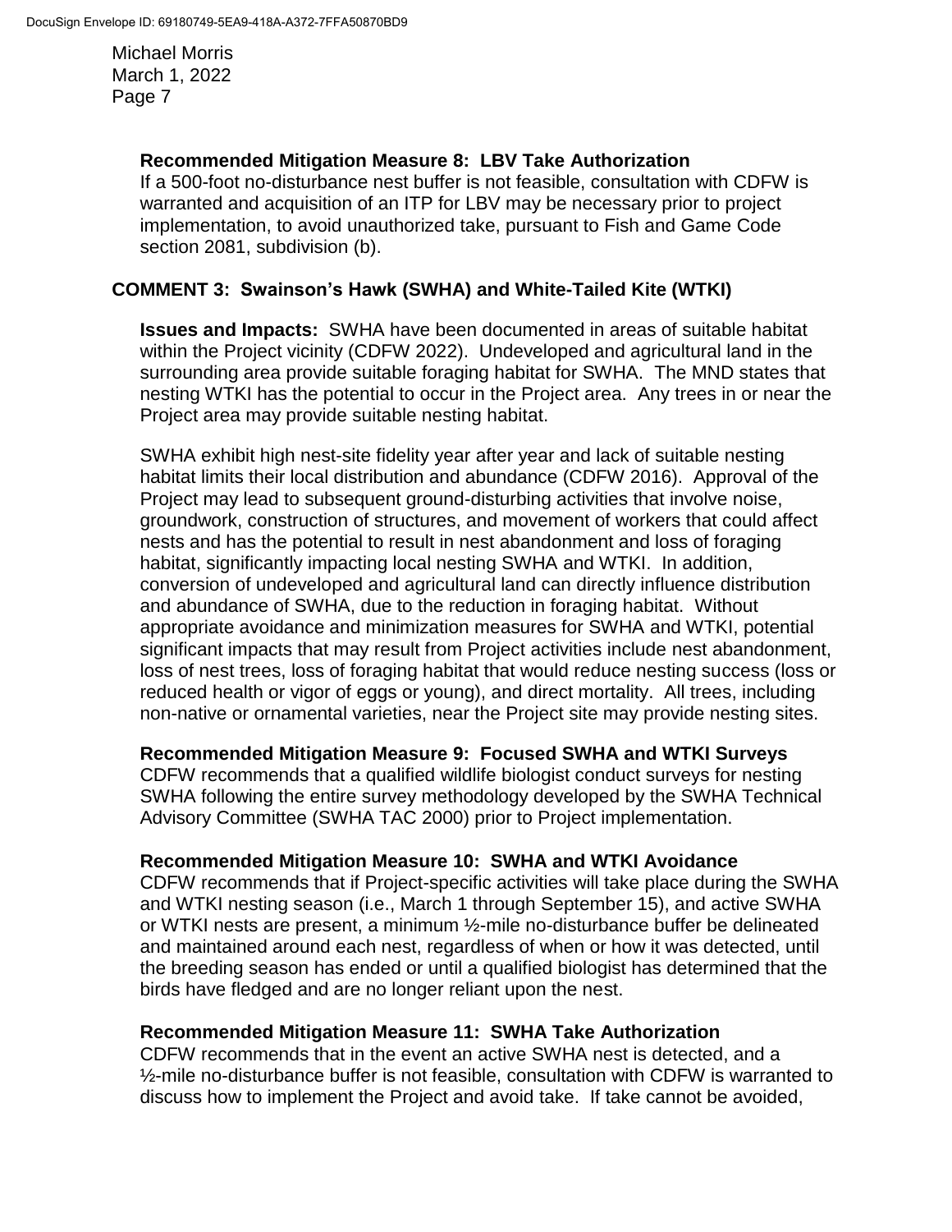**Recommended Mitigation Measure 8: LBV Take Authorization**
If a 500-foot no-disturbance nest buffer is not feasible, consultation with CDFW is warranted and acquisition of an ITP for LBV may be necessary prior to project implementation, to avoid unauthorized take, pursuant to Fish and Game Code section 2081, subdivision (b).

## COMMENT 3: Swainson's Hawk (SWHA) and White-Tailed Kite (WTKI)

**Issues and Impacts:** SWHA have been documented in areas of suitable habitat within the Project vicinity (CDFW 2022). Undeveloped and agricultural land in the surrounding area provide suitable foraging habitat for SWHA. The MND states that nesting WTKI has the potential to occur in the Project area. Any trees in or near the Project area may provide suitable nesting habitat.

SWHA exhibit high nest-site fidelity year after year and lack of suitable nesting habitat limits their local distribution and abundance (CDFW 2016). Approval of the Project may lead to subsequent ground-disturbing activities that involve noise, groundwork, construction of structures, and movement of workers that could affect nests and has the potential to result in nest abandonment and loss of foraging habitat, significantly impacting local nesting SWHA and WTKI. In addition, conversion of undeveloped and agricultural land can directly influence distribution and abundance of SWHA, due to the reduction in foraging habitat. Without appropriate avoidance and minimization measures for SWHA and WTKI, potential significant impacts that may result from Project activities include nest abandonment, loss of nest trees, loss of foraging habitat that would reduce nesting success (loss or reduced health or vigor of eggs or young), and direct mortality. All trees, including non-native or ornamental varieties, near the Project site may provide nesting sites.

**Recommended Mitigation Measure 9: Focused SWHA and WTKI Surveys**
CDFW recommends that a qualified wildlife biologist conduct surveys for nesting SWHA following the entire survey methodology developed by the SWHA Technical Advisory Committee (SWHA TAC 2000) prior to Project implementation.

**Recommended Mitigation Measure 10: SWHA and WTKI Avoidance**
CDFW recommends that if Project-specific activities will take place during the SWHA and WTKI nesting season (i.e., March 1 through September 15), and active SWHA or WTKI nests are present, a minimum ½-mile no-disturbance buffer be delineated and maintained around each nest, regardless of when or how it was detected, until the breeding season has ended or until a qualified biologist has determined that the birds have fledged and are no longer reliant upon the nest.

**Recommended Mitigation Measure 11: SWHA Take Authorization**
CDFW recommends that in the event an active SWHA nest is detected, and a ½-mile no-disturbance buffer is not feasible, consultation with CDFW is warranted to discuss how to implement the Project and avoid take. If take cannot be avoided,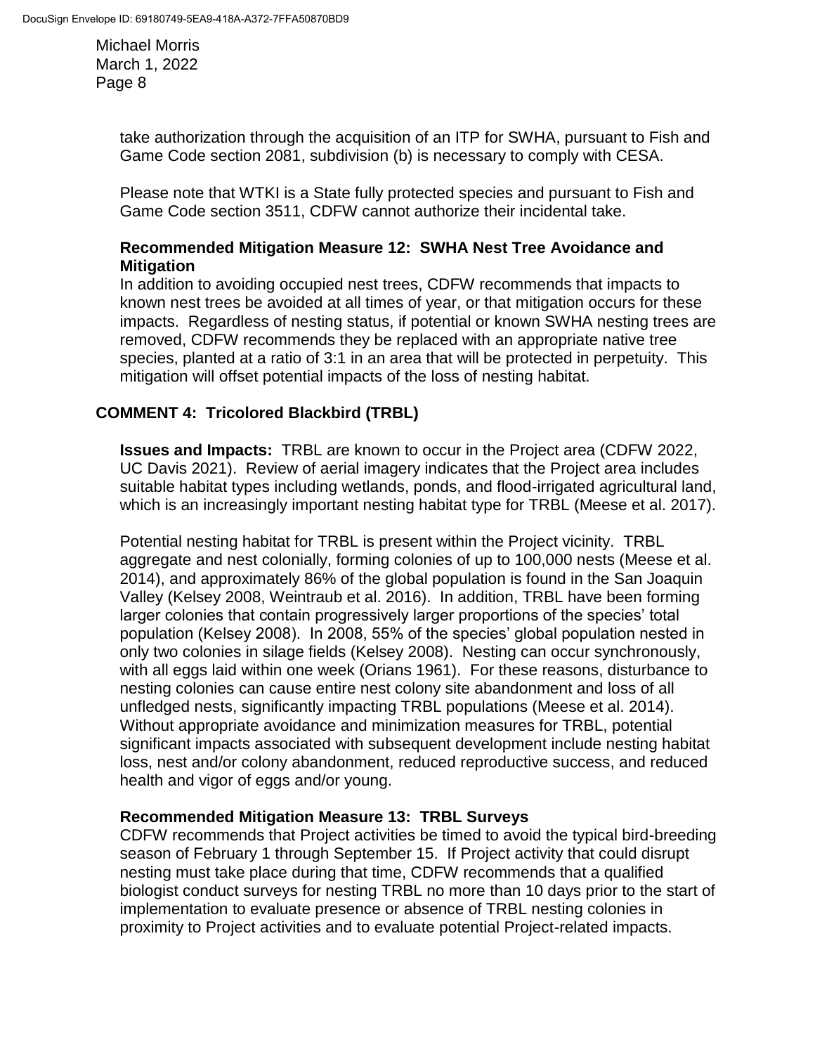take authorization through the acquisition of an ITP for SWHA, pursuant to Fish and Game Code section 2081, subdivision (b) is necessary to comply with CESA.

Please note that WTKI is a State fully protected species and pursuant to Fish and Game Code section 3511, CDFW cannot authorize their incidental take.

**Recommended Mitigation Measure 12: SWHA Nest Tree Avoidance and Mitigation**

In addition to avoiding occupied nest trees, CDFW recommends that impacts to known nest trees be avoided at all times of year, or that mitigation occurs for these impacts. Regardless of nesting status, if potential or known SWHA nesting trees are removed, CDFW recommends they be replaced with an appropriate native tree species, planted at a ratio of 3:1 in an area that will be protected in perpetuity. This mitigation will offset potential impacts of the loss of nesting habitat.

## COMMENT 4: Tricolored Blackbird (TRBL)

**Issues and Impacts:** TRBL are known to occur in the Project area (CDFW 2022, UC Davis 2021). Review of aerial imagery indicates that the Project area includes suitable habitat types including wetlands, ponds, and flood-irrigated agricultural land, which is an increasingly important nesting habitat type for TRBL (Meese et al. 2017).

Potential nesting habitat for TRBL is present within the Project vicinity. TRBL aggregate and nest colonially, forming colonies of up to 100,000 nests (Meese et al. 2014), and approximately 86% of the global population is found in the San Joaquin Valley (Kelsey 2008, Weintraub et al. 2016). In addition, TRBL have been forming larger colonies that contain progressively larger proportions of the species' total population (Kelsey 2008). In 2008, 55% of the species' global population nested in only two colonies in silage fields (Kelsey 2008). Nesting can occur synchronously, with all eggs laid within one week (Orians 1961). For these reasons, disturbance to nesting colonies can cause entire nest colony site abandonment and loss of all unfledged nests, significantly impacting TRBL populations (Meese et al. 2014). Without appropriate avoidance and minimization measures for TRBL, potential significant impacts associated with subsequent development include nesting habitat loss, nest and/or colony abandonment, reduced reproductive success, and reduced health and vigor of eggs and/or young.

**Recommended Mitigation Measure 13: TRBL Surveys**

CDFW recommends that Project activities be timed to avoid the typical bird-breeding season of February 1 through September 15. If Project activity that could disrupt nesting must take place during that time, CDFW recommends that a qualified biologist conduct surveys for nesting TRBL no more than 10 days prior to the start of implementation to evaluate presence or absence of TRBL nesting colonies in proximity to Project activities and to evaluate potential Project-related impacts.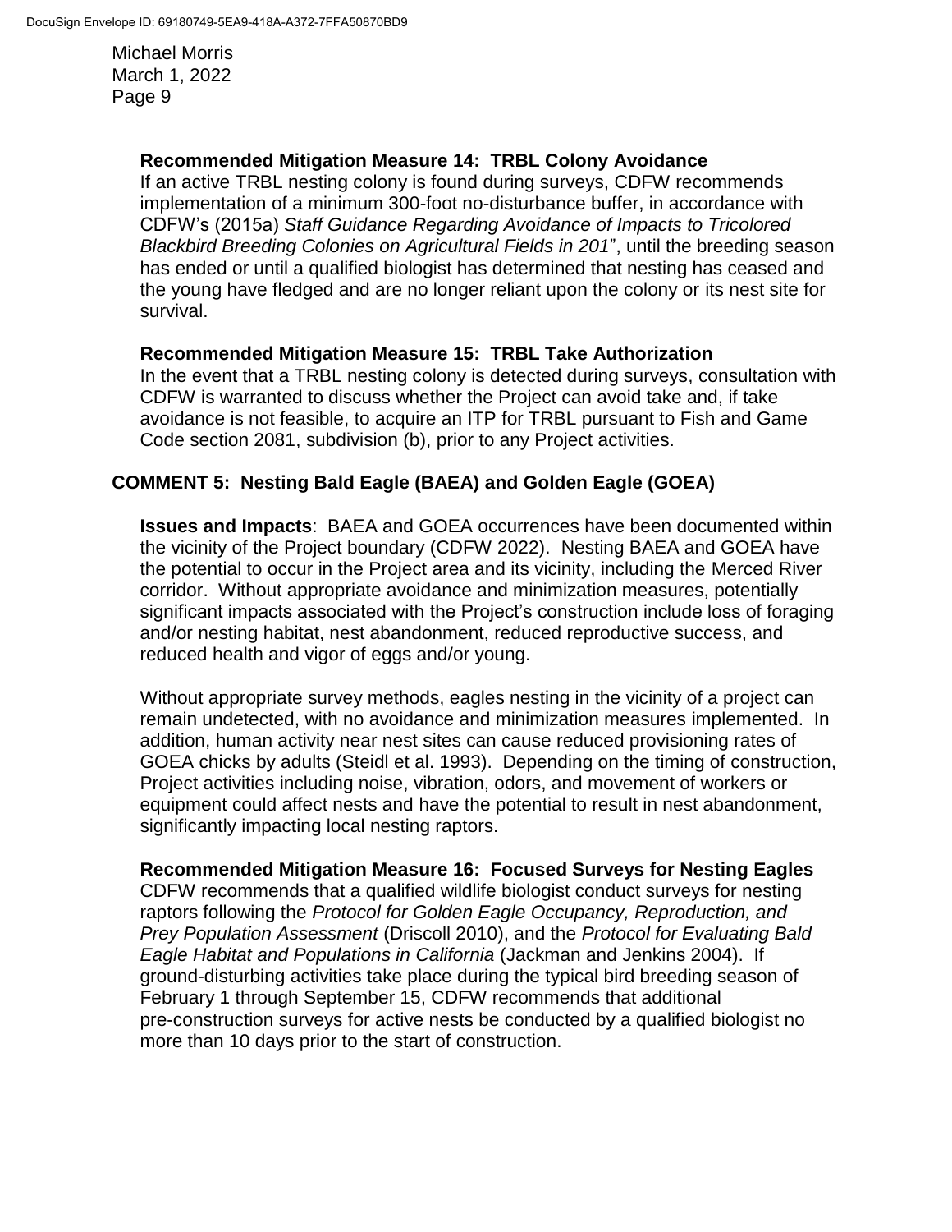**Recommended Mitigation Measure 14: TRBL Colony Avoidance**
If an active TRBL nesting colony is found during surveys, CDFW recommends implementation of a minimum 300-foot no-disturbance buffer, in accordance with CDFW's (2015a) *Staff Guidance Regarding Avoidance of Impacts to Tricolored Blackbird Breeding Colonies on Agricultural Fields in 201*", until the breeding season has ended or until a qualified biologist has determined that nesting has ceased and the young have fledged and are no longer reliant upon the colony or its nest site for survival.

**Recommended Mitigation Measure 15: TRBL Take Authorization**
In the event that a TRBL nesting colony is detected during surveys, consultation with CDFW is warranted to discuss whether the Project can avoid take and, if take avoidance is not feasible, to acquire an ITP for TRBL pursuant to Fish and Game Code section 2081, subdivision (b), prior to any Project activities.

## COMMENT 5: Nesting Bald Eagle (BAEA) and Golden Eagle (GOEA)

**Issues and Impacts**: BAEA and GOEA occurrences have been documented within the vicinity of the Project boundary (CDFW 2022). Nesting BAEA and GOEA have the potential to occur in the Project area and its vicinity, including the Merced River corridor. Without appropriate avoidance and minimization measures, potentially significant impacts associated with the Project's construction include loss of foraging and/or nesting habitat, nest abandonment, reduced reproductive success, and reduced health and vigor of eggs and/or young.

Without appropriate survey methods, eagles nesting in the vicinity of a project can remain undetected, with no avoidance and minimization measures implemented. In addition, human activity near nest sites can cause reduced provisioning rates of GOEA chicks by adults (Steidl et al. 1993). Depending on the timing of construction, Project activities including noise, vibration, odors, and movement of workers or equipment could affect nests and have the potential to result in nest abandonment, significantly impacting local nesting raptors.

**Recommended Mitigation Measure 16: Focused Surveys for Nesting Eagles**
CDFW recommends that a qualified wildlife biologist conduct surveys for nesting raptors following the *Protocol for Golden Eagle Occupancy, Reproduction, and Prey Population Assessment* (Driscoll 2010), and the *Protocol for Evaluating Bald Eagle Habitat and Populations in California* (Jackman and Jenkins 2004). If ground-disturbing activities take place during the typical bird breeding season of February 1 through September 15, CDFW recommends that additional pre-construction surveys for active nests be conducted by a qualified biologist no more than 10 days prior to the start of construction.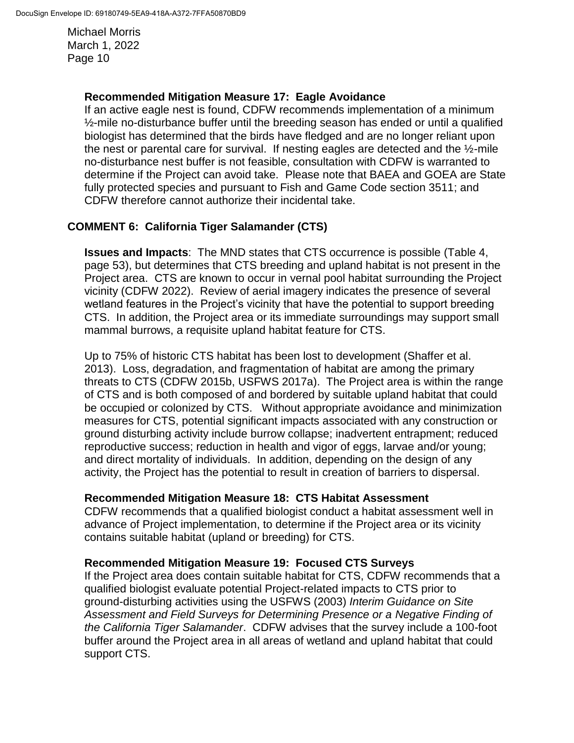**Recommended Mitigation Measure 17: Eagle Avoidance**
If an active eagle nest is found, CDFW recommends implementation of a minimum ½-mile no-disturbance buffer until the breeding season has ended or until a qualified biologist has determined that the birds have fledged and are no longer reliant upon the nest or parental care for survival. If nesting eagles are detected and the ½-mile no-disturbance nest buffer is not feasible, consultation with CDFW is warranted to determine if the Project can avoid take. Please note that BAEA and GOEA are State fully protected species and pursuant to Fish and Game Code section 3511; and CDFW therefore cannot authorize their incidental take.

## COMMENT 6: California Tiger Salamander (CTS)

**Issues and Impacts**: The MND states that CTS occurrence is possible (Table 4, page 53), but determines that CTS breeding and upland habitat is not present in the Project area. CTS are known to occur in vernal pool habitat surrounding the Project vicinity (CDFW 2022). Review of aerial imagery indicates the presence of several wetland features in the Project's vicinity that have the potential to support breeding CTS. In addition, the Project area or its immediate surroundings may support small mammal burrows, a requisite upland habitat feature for CTS.

Up to 75% of historic CTS habitat has been lost to development (Shaffer et al. 2013). Loss, degradation, and fragmentation of habitat are among the primary threats to CTS (CDFW 2015b, USFWS 2017a). The Project area is within the range of CTS and is both composed of and bordered by suitable upland habitat that could be occupied or colonized by CTS. Without appropriate avoidance and minimization measures for CTS, potential significant impacts associated with any construction or ground disturbing activity include burrow collapse; inadvertent entrapment; reduced reproductive success; reduction in health and vigor of eggs, larvae and/or young; and direct mortality of individuals. In addition, depending on the design of any activity, the Project has the potential to result in creation of barriers to dispersal.

**Recommended Mitigation Measure 18: CTS Habitat Assessment**
CDFW recommends that a qualified biologist conduct a habitat assessment well in advance of Project implementation, to determine if the Project area or its vicinity contains suitable habitat (upland or breeding) for CTS.

**Recommended Mitigation Measure 19: Focused CTS Surveys**
If the Project area does contain suitable habitat for CTS, CDFW recommends that a qualified biologist evaluate potential Project-related impacts to CTS prior to ground-disturbing activities using the USFWS (2003) *Interim Guidance on Site Assessment and Field Surveys for Determining Presence or a Negative Finding of the California Tiger Salamander*. CDFW advises that the survey include a 100-foot buffer around the Project area in all areas of wetland and upland habitat that could support CTS.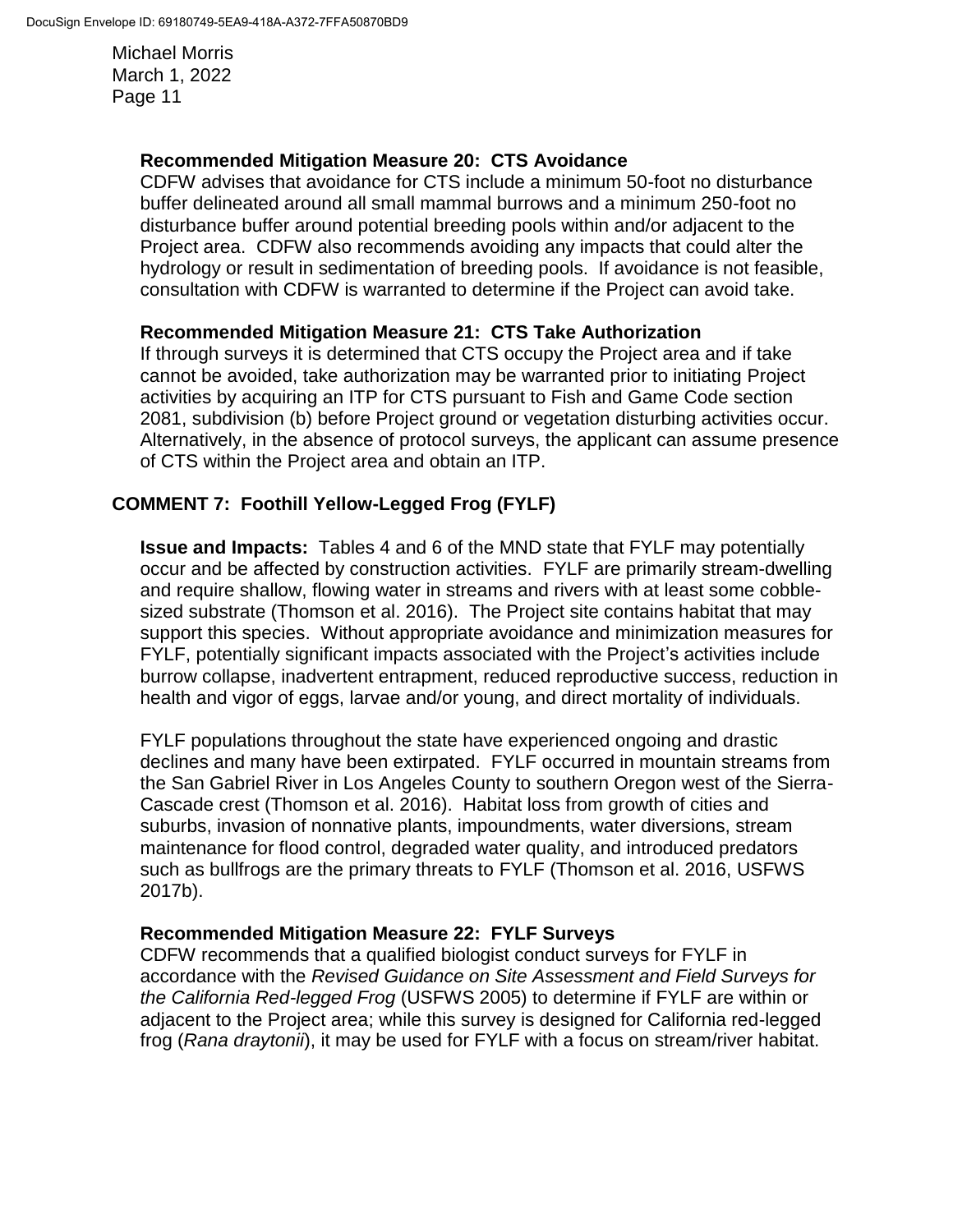**Recommended Mitigation Measure 20: CTS Avoidance**

CDFW advises that avoidance for CTS include a minimum 50-foot no disturbance buffer delineated around all small mammal burrows and a minimum 250-foot no disturbance buffer around potential breeding pools within and/or adjacent to the Project area. CDFW also recommends avoiding any impacts that could alter the hydrology or result in sedimentation of breeding pools. If avoidance is not feasible, consultation with CDFW is warranted to determine if the Project can avoid take.

**Recommended Mitigation Measure 21: CTS Take Authorization**

If through surveys it is determined that CTS occupy the Project area and if take cannot be avoided, take authorization may be warranted prior to initiating Project activities by acquiring an ITP for CTS pursuant to Fish and Game Code section 2081, subdivision (b) before Project ground or vegetation disturbing activities occur. Alternatively, in the absence of protocol surveys, the applicant can assume presence of CTS within the Project area and obtain an ITP.

## COMMENT 7: Foothill Yellow-Legged Frog (FYLF)

**Issue and Impacts:** Tables 4 and 6 of the MND state that FYLF may potentially occur and be affected by construction activities. FYLF are primarily stream-dwelling and require shallow, flowing water in streams and rivers with at least some cobble-sized substrate (Thomson et al. 2016). The Project site contains habitat that may support this species. Without appropriate avoidance and minimization measures for FYLF, potentially significant impacts associated with the Project's activities include burrow collapse, inadvertent entrapment, reduced reproductive success, reduction in health and vigor of eggs, larvae and/or young, and direct mortality of individuals.

FYLF populations throughout the state have experienced ongoing and drastic declines and many have been extirpated. FYLF occurred in mountain streams from the San Gabriel River in Los Angeles County to southern Oregon west of the Sierra-Cascade crest (Thomson et al. 2016). Habitat loss from growth of cities and suburbs, invasion of nonnative plants, impoundments, water diversions, stream maintenance for flood control, degraded water quality, and introduced predators such as bullfrogs are the primary threats to FYLF (Thomson et al. 2016, USFWS 2017b).

**Recommended Mitigation Measure 22: FYLF Surveys**

CDFW recommends that a qualified biologist conduct surveys for FYLF in accordance with the *Revised Guidance on Site Assessment and Field Surveys for the California Red-legged Frog* (USFWS 2005) to determine if FYLF are within or adjacent to the Project area; while this survey is designed for California red-legged frog (*Rana draytonii*), it may be used for FYLF with a focus on stream/river habitat.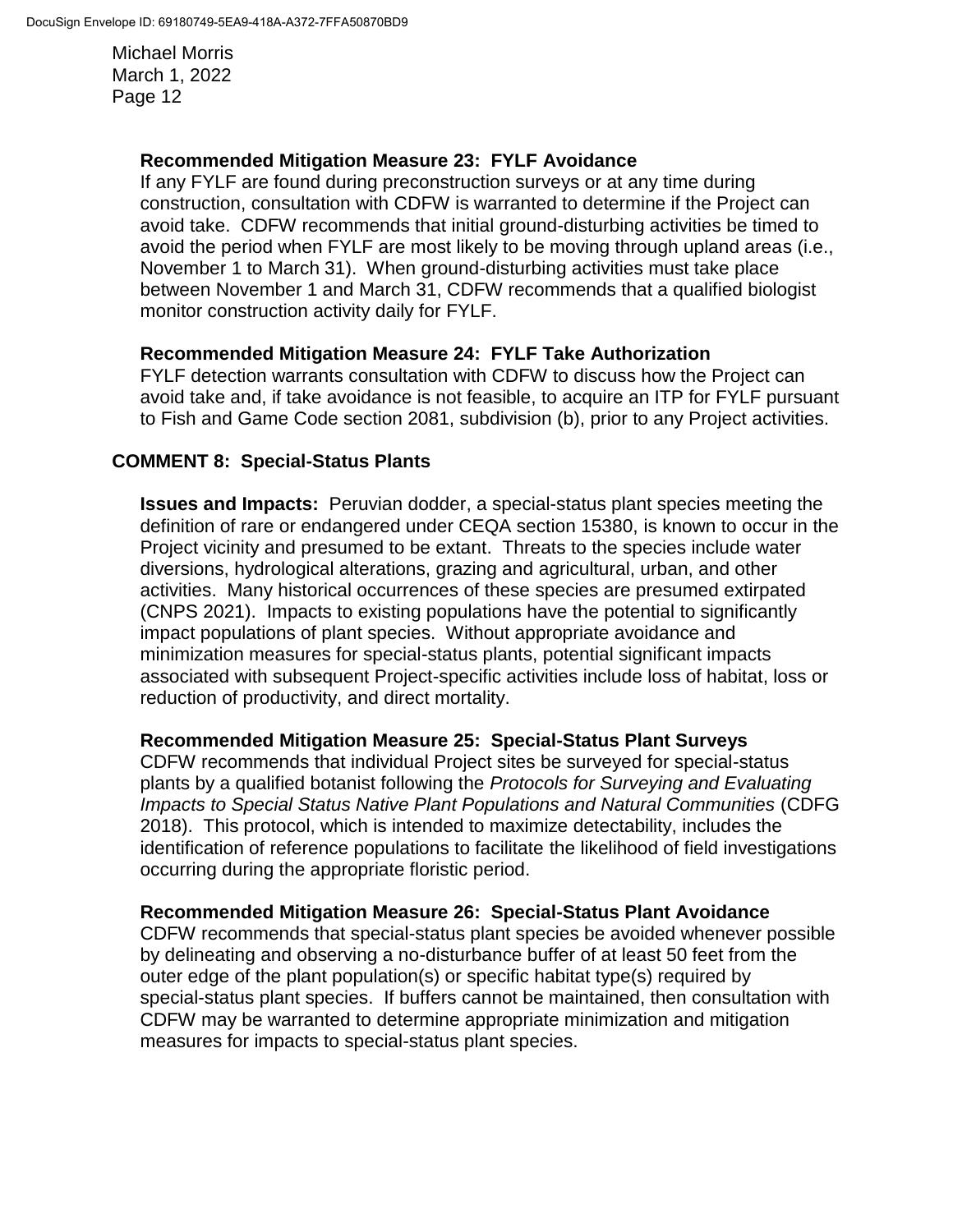**Recommended Mitigation Measure 23: FYLF Avoidance**
If any FYLF are found during preconstruction surveys or at any time during construction, consultation with CDFW is warranted to determine if the Project can avoid take. CDFW recommends that initial ground-disturbing activities be timed to avoid the period when FYLF are most likely to be moving through upland areas (i.e., November 1 to March 31). When ground-disturbing activities must take place between November 1 and March 31, CDFW recommends that a qualified biologist monitor construction activity daily for FYLF.

**Recommended Mitigation Measure 24: FYLF Take Authorization**
FYLF detection warrants consultation with CDFW to discuss how the Project can avoid take and, if take avoidance is not feasible, to acquire an ITP for FYLF pursuant to Fish and Game Code section 2081, subdivision (b), prior to any Project activities.

**COMMENT 8: Special-Status Plants**

**Issues and Impacts:** Peruvian dodder, a special-status plant species meeting the definition of rare or endangered under CEQA section 15380, is known to occur in the Project vicinity and presumed to be extant. Threats to the species include water diversions, hydrological alterations, grazing and agricultural, urban, and other activities. Many historical occurrences of these species are presumed extirpated (CNPS 2021). Impacts to existing populations have the potential to significantly impact populations of plant species. Without appropriate avoidance and minimization measures for special-status plants, potential significant impacts associated with subsequent Project-specific activities include loss of habitat, loss or reduction of productivity, and direct mortality.

**Recommended Mitigation Measure 25: Special-Status Plant Surveys**
CDFW recommends that individual Project sites be surveyed for special-status plants by a qualified botanist following the *Protocols for Surveying and Evaluating Impacts to Special Status Native Plant Populations and Natural Communities* (CDFG 2018). This protocol, which is intended to maximize detectability, includes the identification of reference populations to facilitate the likelihood of field investigations occurring during the appropriate floristic period.

**Recommended Mitigation Measure 26: Special-Status Plant Avoidance**
CDFW recommends that special-status plant species be avoided whenever possible by delineating and observing a no-disturbance buffer of at least 50 feet from the outer edge of the plant population(s) or specific habitat type(s) required by special-status plant species. If buffers cannot be maintained, then consultation with CDFW may be warranted to determine appropriate minimization and mitigation measures for impacts to special-status plant species.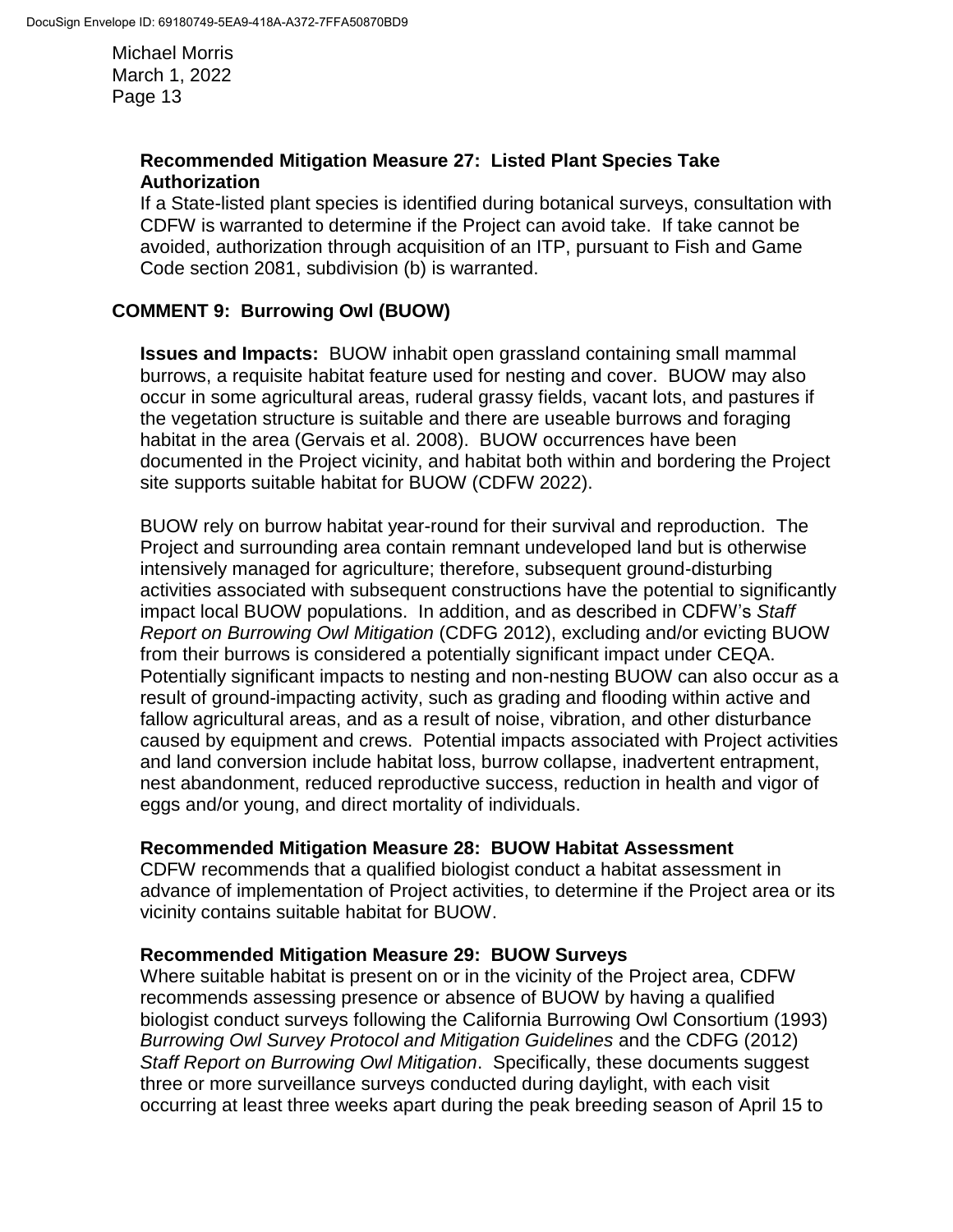**Recommended Mitigation Measure 27: Listed Plant Species Take Authorization**
If a State-listed plant species is identified during botanical surveys, consultation with CDFW is warranted to determine if the Project can avoid take. If take cannot be avoided, authorization through acquisition of an ITP, pursuant to Fish and Game Code section 2081, subdivision (b) is warranted.

## COMMENT 9: Burrowing Owl (BUOW)

**Issues and Impacts:** BUOW inhabit open grassland containing small mammal burrows, a requisite habitat feature used for nesting and cover. BUOW may also occur in some agricultural areas, ruderal grassy fields, vacant lots, and pastures if the vegetation structure is suitable and there are useable burrows and foraging habitat in the area (Gervais et al. 2008). BUOW occurrences have been documented in the Project vicinity, and habitat both within and bordering the Project site supports suitable habitat for BUOW (CDFW 2022).

BUOW rely on burrow habitat year-round for their survival and reproduction. The Project and surrounding area contain remnant undeveloped land but is otherwise intensively managed for agriculture; therefore, subsequent ground-disturbing activities associated with subsequent constructions have the potential to significantly impact local BUOW populations. In addition, and as described in CDFW's *Staff Report on Burrowing Owl Mitigation* (CDFG 2012), excluding and/or evicting BUOW from their burrows is considered a potentially significant impact under CEQA. Potentially significant impacts to nesting and non-nesting BUOW can also occur as a result of ground-impacting activity, such as grading and flooding within active and fallow agricultural areas, and as a result of noise, vibration, and other disturbance caused by equipment and crews. Potential impacts associated with Project activities and land conversion include habitat loss, burrow collapse, inadvertent entrapment, nest abandonment, reduced reproductive success, reduction in health and vigor of eggs and/or young, and direct mortality of individuals.

**Recommended Mitigation Measure 28: BUOW Habitat Assessment**
CDFW recommends that a qualified biologist conduct a habitat assessment in advance of implementation of Project activities, to determine if the Project area or its vicinity contains suitable habitat for BUOW.

**Recommended Mitigation Measure 29: BUOW Surveys**
Where suitable habitat is present on or in the vicinity of the Project area, CDFW recommends assessing presence or absence of BUOW by having a qualified biologist conduct surveys following the California Burrowing Owl Consortium (1993) *Burrowing Owl Survey Protocol and Mitigation Guidelines* and the CDFG (2012) *Staff Report on Burrowing Owl Mitigation*. Specifically, these documents suggest three or more surveillance surveys conducted during daylight, with each visit occurring at least three weeks apart during the peak breeding season of April 15 to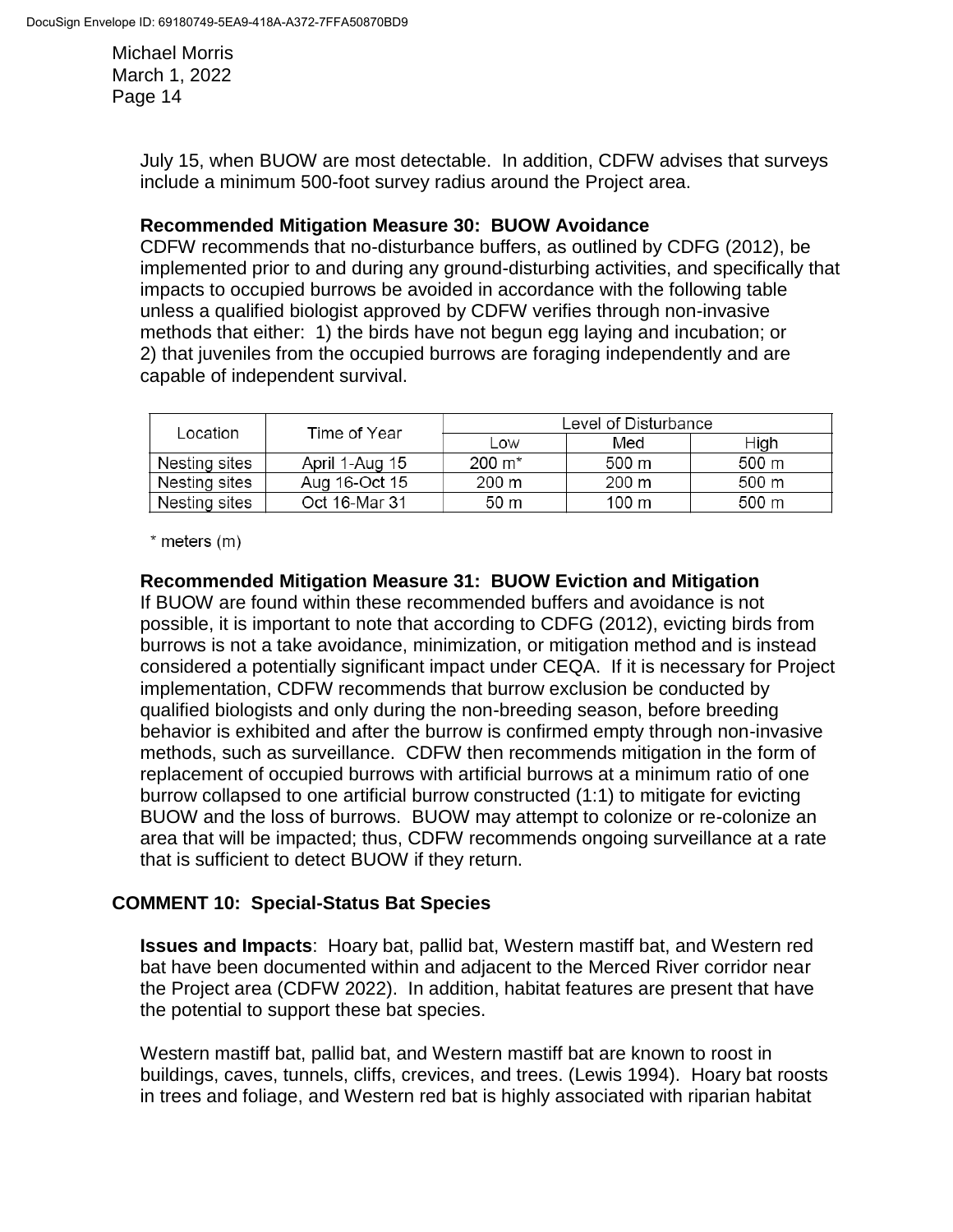July 15, when BUOW are most detectable. In addition, CDFW advises that surveys include a minimum 500-foot survey radius around the Project area.

**Recommended Mitigation Measure 30: BUOW Avoidance**
CDFW recommends that no-disturbance buffers, as outlined by CDFG (2012), be implemented prior to and during any ground-disturbing activities, and specifically that impacts to occupied burrows be avoided in accordance with the following table unless a qualified biologist approved by CDFW verifies through non-invasive methods that either: 1) the birds have not begun egg laying and incubation; or 2) that juveniles from the occupied burrows are foraging independently and are capable of independent survival.

| Location | Time of Year | Level of Disturbance | | |
|---|---|---|---|---|
| | | Low | Med | High |
| Nesting sites | April 1-Aug 15 | 200 m* | 500 m | 500 m |
| Nesting sites | Aug 16-Oct 15 | 200 m | 200 m | 500 m |
| Nesting sites | Oct 16-Mar 31 | 50 m | 100 m | 500 m |

\* meters (m)

**Recommended Mitigation Measure 31: BUOW Eviction and Mitigation**
If BUOW are found within these recommended buffers and avoidance is not possible, it is important to note that according to CDFG (2012), evicting birds from burrows is not a take avoidance, minimization, or mitigation method and is instead considered a potentially significant impact under CEQA. If it is necessary for Project implementation, CDFW recommends that burrow exclusion be conducted by qualified biologists and only during the non-breeding season, before breeding behavior is exhibited and after the burrow is confirmed empty through non-invasive methods, such as surveillance. CDFW then recommends mitigation in the form of replacement of occupied burrows with artificial burrows at a minimum ratio of one burrow collapsed to one artificial burrow constructed (1:1) to mitigate for evicting BUOW and the loss of burrows. BUOW may attempt to colonize or re-colonize an area that will be impacted; thus, CDFW recommends ongoing surveillance at a rate that is sufficient to detect BUOW if they return.

## COMMENT 10: Special-Status Bat Species

**Issues and Impacts**: Hoary bat, pallid bat, Western mastiff bat, and Western red bat have been documented within and adjacent to the Merced River corridor near the Project area (CDFW 2022). In addition, habitat features are present that have the potential to support these bat species.

Western mastiff bat, pallid bat, and Western mastiff bat are known to roost in buildings, caves, tunnels, cliffs, crevices, and trees. (Lewis 1994). Hoary bat roosts in trees and foliage, and Western red bat is highly associated with riparian habitat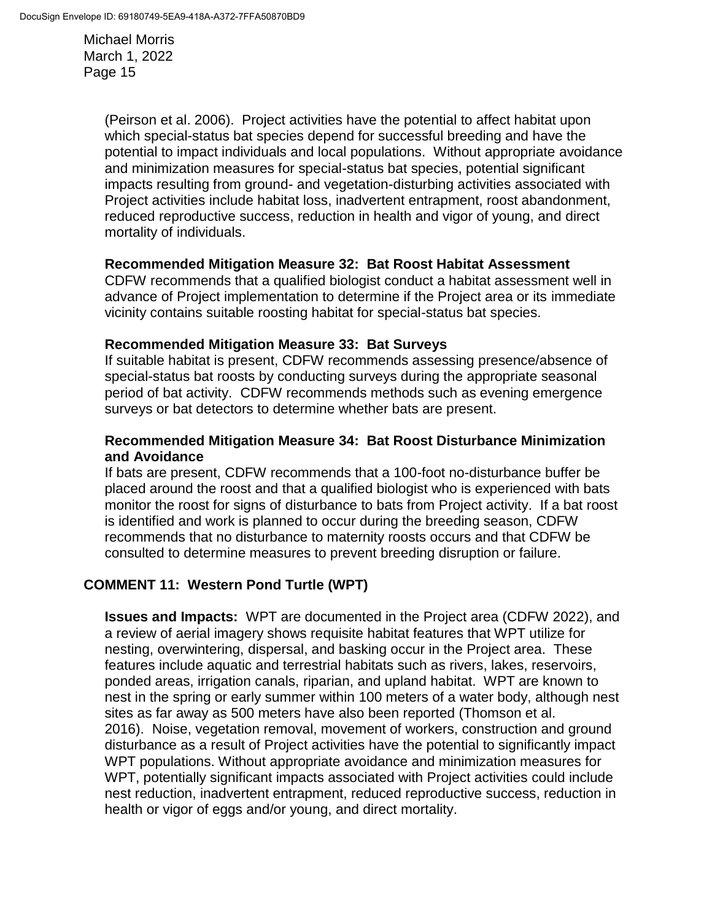(Peirson et al. 2006). Project activities have the potential to affect habitat upon which special-status bat species depend for successful breeding and have the potential to impact individuals and local populations. Without appropriate avoidance and minimization measures for special-status bat species, potential significant impacts resulting from ground- and vegetation-disturbing activities associated with Project activities include habitat loss, inadvertent entrapment, roost abandonment, reduced reproductive success, reduction in health and vigor of young, and direct mortality of individuals.

**Recommended Mitigation Measure 32: Bat Roost Habitat Assessment**
CDFW recommends that a qualified biologist conduct a habitat assessment well in advance of Project implementation to determine if the Project area or its immediate vicinity contains suitable roosting habitat for special-status bat species.

**Recommended Mitigation Measure 33: Bat Surveys**
If suitable habitat is present, CDFW recommends assessing presence/absence of special-status bat roosts by conducting surveys during the appropriate seasonal period of bat activity. CDFW recommends methods such as evening emergence surveys or bat detectors to determine whether bats are present.

**Recommended Mitigation Measure 34: Bat Roost Disturbance Minimization and Avoidance**
If bats are present, CDFW recommends that a 100-foot no-disturbance buffer be placed around the roost and that a qualified biologist who is experienced with bats monitor the roost for signs of disturbance to bats from Project activity. If a bat roost is identified and work is planned to occur during the breeding season, CDFW recommends that no disturbance to maternity roosts occurs and that CDFW be consulted to determine measures to prevent breeding disruption or failure.

## COMMENT 11: Western Pond Turtle (WPT)

**Issues and Impacts:** WPT are documented in the Project area (CDFW 2022), and a review of aerial imagery shows requisite habitat features that WPT utilize for nesting, overwintering, dispersal, and basking occur in the Project area. These features include aquatic and terrestrial habitats such as rivers, lakes, reservoirs, ponded areas, irrigation canals, riparian, and upland habitat. WPT are known to nest in the spring or early summer within 100 meters of a water body, although nest sites as far away as 500 meters have also been reported (Thomson et al. 2016). Noise, vegetation removal, movement of workers, construction and ground disturbance as a result of Project activities have the potential to significantly impact WPT populations. Without appropriate avoidance and minimization measures for WPT, potentially significant impacts associated with Project activities could include nest reduction, inadvertent entrapment, reduced reproductive success, reduction in health or vigor of eggs and/or young, and direct mortality.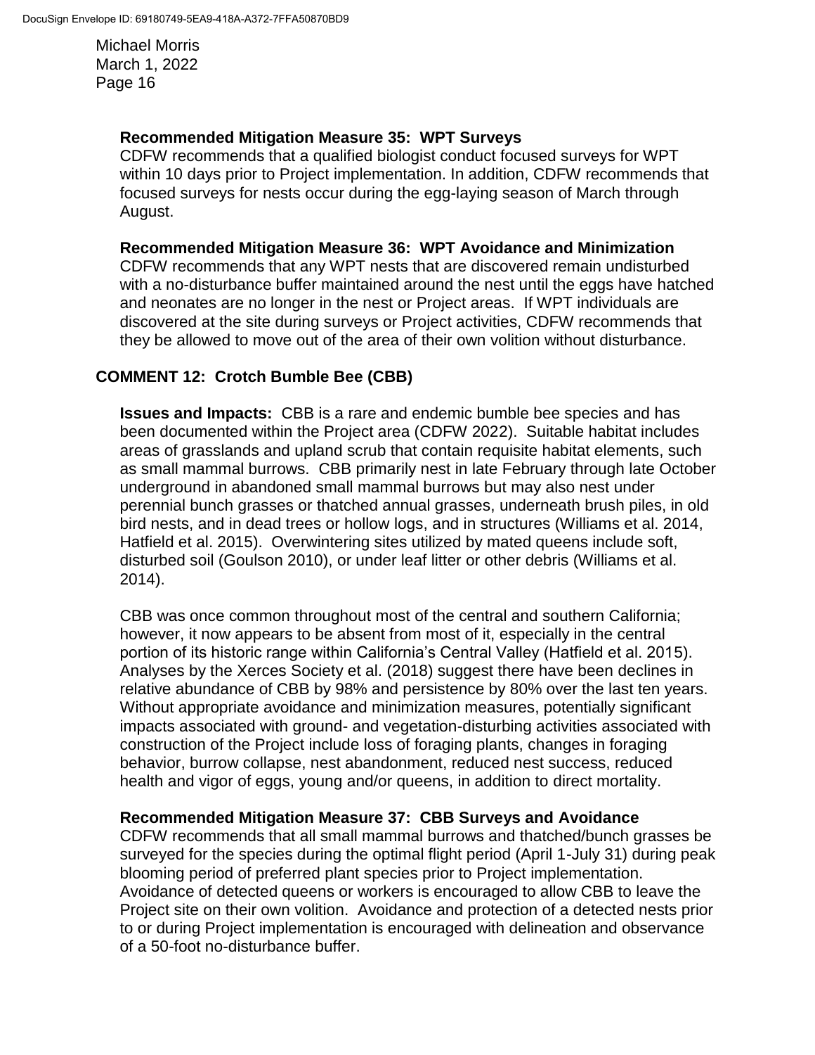**Recommended Mitigation Measure 35: WPT Surveys**
CDFW recommends that a qualified biologist conduct focused surveys for WPT within 10 days prior to Project implementation. In addition, CDFW recommends that focused surveys for nests occur during the egg-laying season of March through August.

**Recommended Mitigation Measure 36: WPT Avoidance and Minimization**
CDFW recommends that any WPT nests that are discovered remain undisturbed with a no-disturbance buffer maintained around the nest until the eggs have hatched and neonates are no longer in the nest or Project areas. If WPT individuals are discovered at the site during surveys or Project activities, CDFW recommends that they be allowed to move out of the area of their own volition without disturbance.

## COMMENT 12: Crotch Bumble Bee (CBB)

**Issues and Impacts:** CBB is a rare and endemic bumble bee species and has been documented within the Project area (CDFW 2022). Suitable habitat includes areas of grasslands and upland scrub that contain requisite habitat elements, such as small mammal burrows. CBB primarily nest in late February through late October underground in abandoned small mammal burrows but may also nest under perennial bunch grasses or thatched annual grasses, underneath brush piles, in old bird nests, and in dead trees or hollow logs, and in structures (Williams et al. 2014, Hatfield et al. 2015). Overwintering sites utilized by mated queens include soft, disturbed soil (Goulson 2010), or under leaf litter or other debris (Williams et al. 2014).

CBB was once common throughout most of the central and southern California; however, it now appears to be absent from most of it, especially in the central portion of its historic range within California's Central Valley (Hatfield et al. 2015). Analyses by the Xerces Society et al. (2018) suggest there have been declines in relative abundance of CBB by 98% and persistence by 80% over the last ten years. Without appropriate avoidance and minimization measures, potentially significant impacts associated with ground- and vegetation-disturbing activities associated with construction of the Project include loss of foraging plants, changes in foraging behavior, burrow collapse, nest abandonment, reduced nest success, reduced health and vigor of eggs, young and/or queens, in addition to direct mortality.

**Recommended Mitigation Measure 37: CBB Surveys and Avoidance**
CDFW recommends that all small mammal burrows and thatched/bunch grasses be surveyed for the species during the optimal flight period (April 1-July 31) during peak blooming period of preferred plant species prior to Project implementation. Avoidance of detected queens or workers is encouraged to allow CBB to leave the Project site on their own volition. Avoidance and protection of a detected nests prior to or during Project implementation is encouraged with delineation and observance of a 50-foot no-disturbance buffer.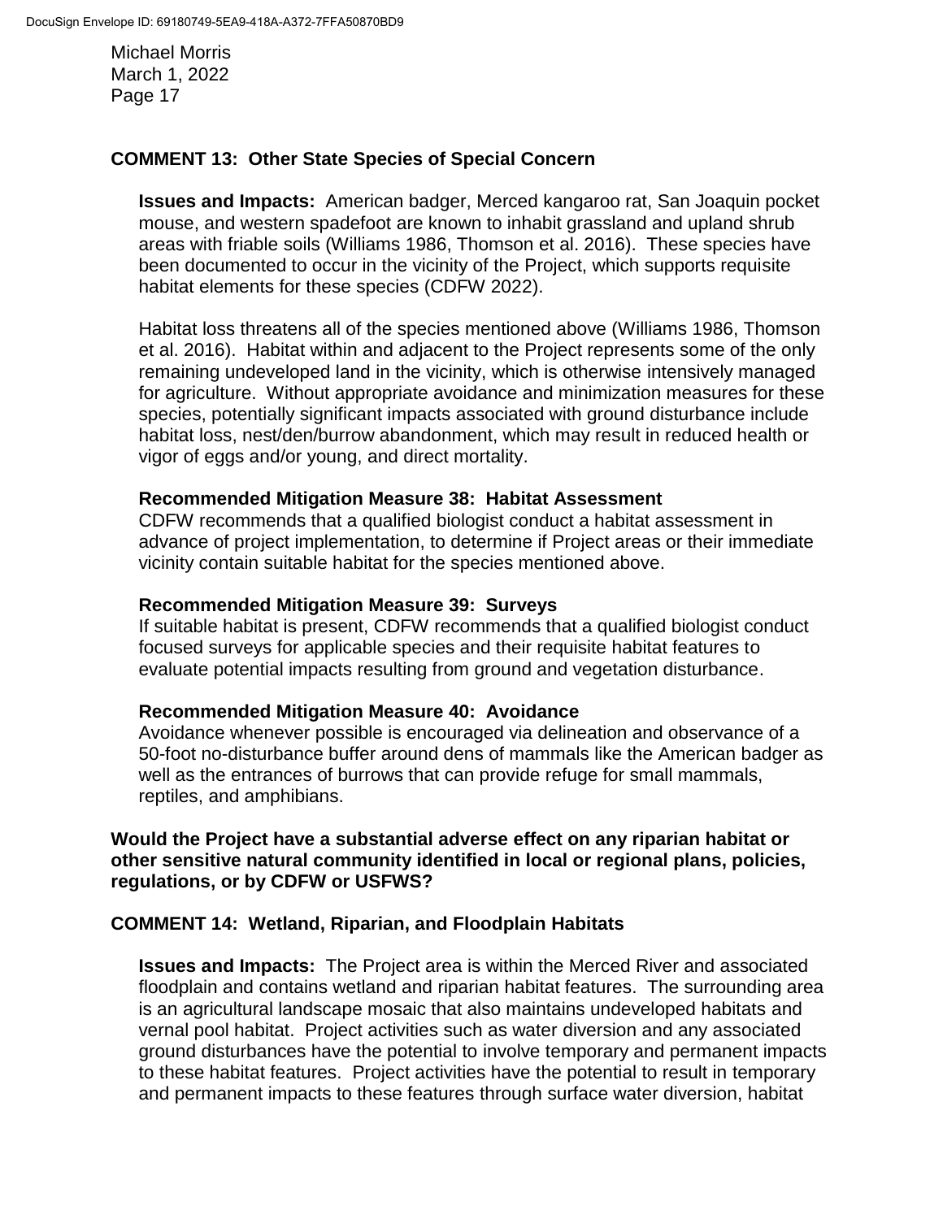### COMMENT 13: Other State Species of Special Concern

**Issues and Impacts:** American badger, Merced kangaroo rat, San Joaquin pocket mouse, and western spadefoot are known to inhabit grassland and upland shrub areas with friable soils (Williams 1986, Thomson et al. 2016). These species have been documented to occur in the vicinity of the Project, which supports requisite habitat elements for these species (CDFW 2022).

Habitat loss threatens all of the species mentioned above (Williams 1986, Thomson et al. 2016). Habitat within and adjacent to the Project represents some of the only remaining undeveloped land in the vicinity, which is otherwise intensively managed for agriculture. Without appropriate avoidance and minimization measures for these species, potentially significant impacts associated with ground disturbance include habitat loss, nest/den/burrow abandonment, which may result in reduced health or vigor of eggs and/or young, and direct mortality.

**Recommended Mitigation Measure 38: Habitat Assessment**
CDFW recommends that a qualified biologist conduct a habitat assessment in advance of project implementation, to determine if Project areas or their immediate vicinity contain suitable habitat for the species mentioned above.

**Recommended Mitigation Measure 39: Surveys**
If suitable habitat is present, CDFW recommends that a qualified biologist conduct focused surveys for applicable species and their requisite habitat features to evaluate potential impacts resulting from ground and vegetation disturbance.

**Recommended Mitigation Measure 40: Avoidance**
Avoidance whenever possible is encouraged via delineation and observance of a 50-foot no-disturbance buffer around dens of mammals like the American badger as well as the entrances of burrows that can provide refuge for small mammals, reptiles, and amphibians.

**Would the Project have a substantial adverse effect on any riparian habitat or other sensitive natural community identified in local or regional plans, policies, regulations, or by CDFW or USFWS?**

### COMMENT 14: Wetland, Riparian, and Floodplain Habitats

**Issues and Impacts:** The Project area is within the Merced River and associated floodplain and contains wetland and riparian habitat features. The surrounding area is an agricultural landscape mosaic that also maintains undeveloped habitats and vernal pool habitat. Project activities such as water diversion and any associated ground disturbances have the potential to involve temporary and permanent impacts to these habitat features. Project activities have the potential to result in temporary and permanent impacts to these features through surface water diversion, habitat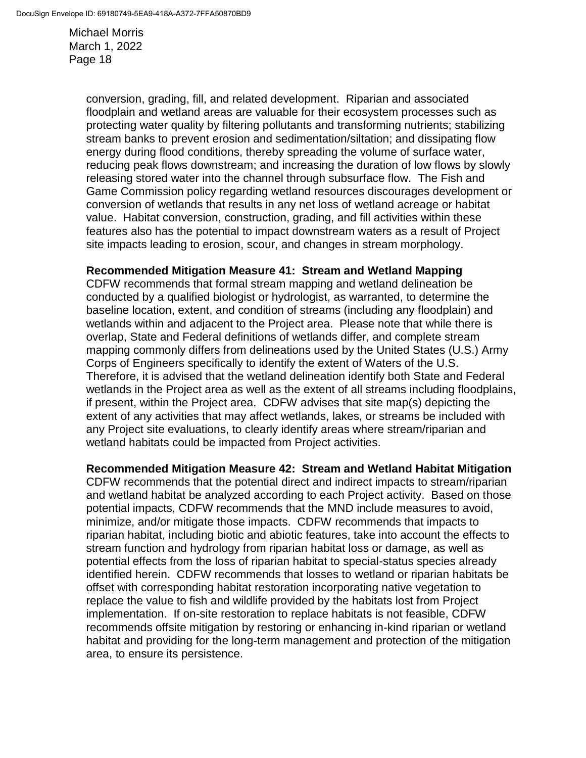conversion, grading, fill, and related development. Riparian and associated floodplain and wetland areas are valuable for their ecosystem processes such as protecting water quality by filtering pollutants and transforming nutrients; stabilizing stream banks to prevent erosion and sedimentation/siltation; and dissipating flow energy during flood conditions, thereby spreading the volume of surface water, reducing peak flows downstream; and increasing the duration of low flows by slowly releasing stored water into the channel through subsurface flow. The Fish and Game Commission policy regarding wetland resources discourages development or conversion of wetlands that results in any net loss of wetland acreage or habitat value. Habitat conversion, construction, grading, and fill activities within these features also has the potential to impact downstream waters as a result of Project site impacts leading to erosion, scour, and changes in stream morphology.

**Recommended Mitigation Measure 41: Stream and Wetland Mapping**
CDFW recommends that formal stream mapping and wetland delineation be conducted by a qualified biologist or hydrologist, as warranted, to determine the baseline location, extent, and condition of streams (including any floodplain) and wetlands within and adjacent to the Project area. Please note that while there is overlap, State and Federal definitions of wetlands differ, and complete stream mapping commonly differs from delineations used by the United States (U.S.) Army Corps of Engineers specifically to identify the extent of Waters of the U.S. Therefore, it is advised that the wetland delineation identify both State and Federal wetlands in the Project area as well as the extent of all streams including floodplains, if present, within the Project area. CDFW advises that site map(s) depicting the extent of any activities that may affect wetlands, lakes, or streams be included with any Project site evaluations, to clearly identify areas where stream/riparian and wetland habitats could be impacted from Project activities.

**Recommended Mitigation Measure 42: Stream and Wetland Habitat Mitigation**
CDFW recommends that the potential direct and indirect impacts to stream/riparian and wetland habitat be analyzed according to each Project activity. Based on those potential impacts, CDFW recommends that the MND include measures to avoid, minimize, and/or mitigate those impacts. CDFW recommends that impacts to riparian habitat, including biotic and abiotic features, take into account the effects to stream function and hydrology from riparian habitat loss or damage, as well as potential effects from the loss of riparian habitat to special-status species already identified herein. CDFW recommends that losses to wetland or riparian habitats be offset with corresponding habitat restoration incorporating native vegetation to replace the value to fish and wildlife provided by the habitats lost from Project implementation. If on-site restoration to replace habitats is not feasible, CDFW recommends offsite mitigation by restoring or enhancing in-kind riparian or wetland habitat and providing for the long-term management and protection of the mitigation area, to ensure its persistence.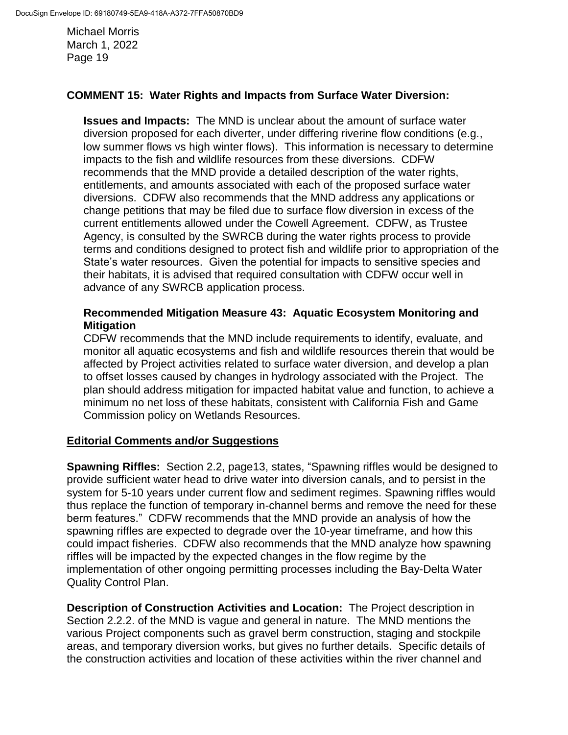**COMMENT 15: Water Rights and Impacts from Surface Water Diversion:**

**Issues and Impacts:** The MND is unclear about the amount of surface water diversion proposed for each diverter, under differing riverine flow conditions (e.g., low summer flows vs high winter flows). This information is necessary to determine impacts to the fish and wildlife resources from these diversions. CDFW recommends that the MND provide a detailed description of the water rights, entitlements, and amounts associated with each of the proposed surface water diversions. CDFW also recommends that the MND address any applications or change petitions that may be filed due to surface flow diversion in excess of the current entitlements allowed under the Cowell Agreement. CDFW, as Trustee Agency, is consulted by the SWRCB during the water rights process to provide terms and conditions designed to protect fish and wildlife prior to appropriation of the State's water resources. Given the potential for impacts to sensitive species and their habitats, it is advised that required consultation with CDFW occur well in advance of any SWRCB application process.

**Recommended Mitigation Measure 43: Aquatic Ecosystem Monitoring and Mitigation**

CDFW recommends that the MND include requirements to identify, evaluate, and monitor all aquatic ecosystems and fish and wildlife resources therein that would be affected by Project activities related to surface water diversion, and develop a plan to offset losses caused by changes in hydrology associated with the Project. The plan should address mitigation for impacted habitat value and function, to achieve a minimum no net loss of these habitats, consistent with California Fish and Game Commission policy on Wetlands Resources.

**Editorial Comments and/or Suggestions**

**Spawning Riffles:** Section 2.2, page13, states, "Spawning riffles would be designed to provide sufficient water head to drive water into diversion canals, and to persist in the system for 5-10 years under current flow and sediment regimes. Spawning riffles would thus replace the function of temporary in-channel berms and remove the need for these berm features." CDFW recommends that the MND provide an analysis of how the spawning riffles are expected to degrade over the 10-year timeframe, and how this could impact fisheries. CDFW also recommends that the MND analyze how spawning riffles will be impacted by the expected changes in the flow regime by the implementation of other ongoing permitting processes including the Bay-Delta Water Quality Control Plan.

**Description of Construction Activities and Location:** The Project description in Section 2.2.2. of the MND is vague and general in nature. The MND mentions the various Project components such as gravel berm construction, staging and stockpile areas, and temporary diversion works, but gives no further details. Specific details of the construction activities and location of these activities within the river channel and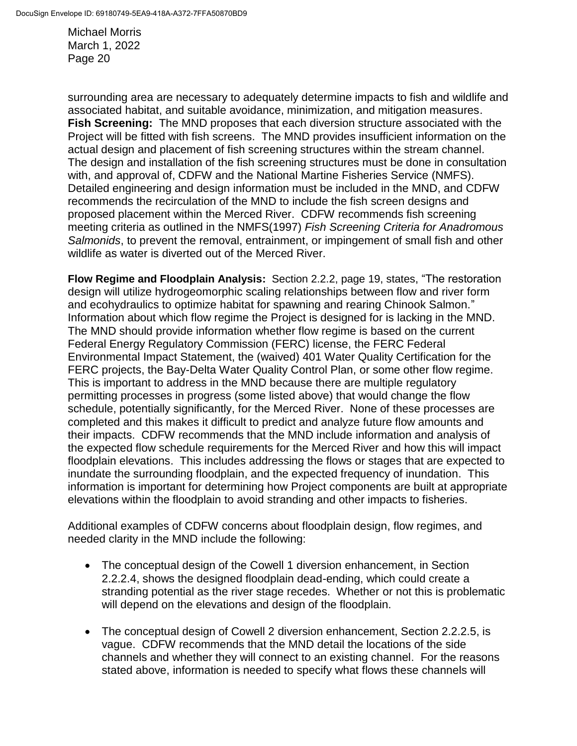surrounding area are necessary to adequately determine impacts to fish and wildlife and associated habitat, and suitable avoidance, minimization, and mitigation measures.

**Fish Screening:** The MND proposes that each diversion structure associated with the Project will be fitted with fish screens. The MND provides insufficient information on the actual design and placement of fish screening structures within the stream channel. The design and installation of the fish screening structures must be done in consultation with, and approval of, CDFW and the National Martine Fisheries Service (NMFS). Detailed engineering and design information must be included in the MND, and CDFW recommends the recirculation of the MND to include the fish screen designs and proposed placement within the Merced River. CDFW recommends fish screening meeting criteria as outlined in the NMFS(1997) *Fish Screening Criteria for Anadromous Salmonids*, to prevent the removal, entrainment, or impingement of small fish and other wildlife as water is diverted out of the Merced River.

**Flow Regime and Floodplain Analysis:** Section 2.2.2, page 19, states, "The restoration design will utilize hydrogeomorphic scaling relationships between flow and river form and ecohydraulics to optimize habitat for spawning and rearing Chinook Salmon." Information about which flow regime the Project is designed for is lacking in the MND. The MND should provide information whether flow regime is based on the current Federal Energy Regulatory Commission (FERC) license, the FERC Federal Environmental Impact Statement, the (waived) 401 Water Quality Certification for the FERC projects, the Bay-Delta Water Quality Control Plan, or some other flow regime. This is important to address in the MND because there are multiple regulatory permitting processes in progress (some listed above) that would change the flow schedule, potentially significantly, for the Merced River. None of these processes are completed and this makes it difficult to predict and analyze future flow amounts and their impacts. CDFW recommends that the MND include information and analysis of the expected flow schedule requirements for the Merced River and how this will impact floodplain elevations. This includes addressing the flows or stages that are expected to inundate the surrounding floodplain, and the expected frequency of inundation. This information is important for determining how Project components are built at appropriate elevations within the floodplain to avoid stranding and other impacts to fisheries.

Additional examples of CDFW concerns about floodplain design, flow regimes, and needed clarity in the MND include the following:

- The conceptual design of the Cowell 1 diversion enhancement, in Section 2.2.2.4, shows the designed floodplain dead-ending, which could create a stranding potential as the river stage recedes. Whether or not this is problematic will depend on the elevations and design of the floodplain.
- The conceptual design of Cowell 2 diversion enhancement, Section 2.2.2.5, is vague. CDFW recommends that the MND detail the locations of the side channels and whether they will connect to an existing channel. For the reasons stated above, information is needed to specify what flows these channels will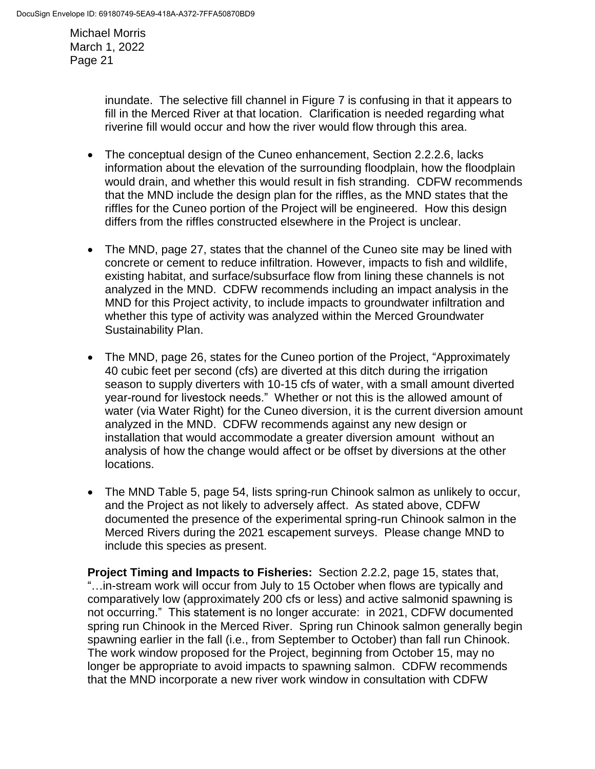inundate. The selective fill channel in Figure 7 is confusing in that it appears to fill in the Merced River at that location. Clarification is needed regarding what riverine fill would occur and how the river would flow through this area.

- The conceptual design of the Cuneo enhancement, Section 2.2.2.6, lacks information about the elevation of the surrounding floodplain, how the floodplain would drain, and whether this would result in fish stranding. CDFW recommends that the MND include the design plan for the riffles, as the MND states that the riffles for the Cuneo portion of the Project will be engineered. How this design differs from the riffles constructed elsewhere in the Project is unclear.

- The MND, page 27, states that the channel of the Cuneo site may be lined with concrete or cement to reduce infiltration. However, impacts to fish and wildlife, existing habitat, and surface/subsurface flow from lining these channels is not analyzed in the MND. CDFW recommends including an impact analysis in the MND for this Project activity, to include impacts to groundwater infiltration and whether this type of activity was analyzed within the Merced Groundwater Sustainability Plan.

- The MND, page 26, states for the Cuneo portion of the Project, "Approximately 40 cubic feet per second (cfs) are diverted at this ditch during the irrigation season to supply diverters with 10-15 cfs of water, with a small amount diverted year-round for livestock needs." Whether or not this is the allowed amount of water (via Water Right) for the Cuneo diversion, it is the current diversion amount analyzed in the MND. CDFW recommends against any new design or installation that would accommodate a greater diversion amount without an analysis of how the change would affect or be offset by diversions at the other locations.

- The MND Table 5, page 54, lists spring-run Chinook salmon as unlikely to occur, and the Project as not likely to adversely affect. As stated above, CDFW documented the presence of the experimental spring-run Chinook salmon in the Merced Rivers during the 2021 escapement surveys. Please change MND to include this species as present.

**Project Timing and Impacts to Fisheries:** Section 2.2.2, page 15, states that, "…in-stream work will occur from July to 15 October when flows are typically and comparatively low (approximately 200 cfs or less) and active salmonid spawning is not occurring." This statement is no longer accurate: in 2021, CDFW documented spring run Chinook in the Merced River. Spring run Chinook salmon generally begin spawning earlier in the fall (i.e., from September to October) than fall run Chinook. The work window proposed for the Project, beginning from October 15, may no longer be appropriate to avoid impacts to spawning salmon. CDFW recommends that the MND incorporate a new river work window in consultation with CDFW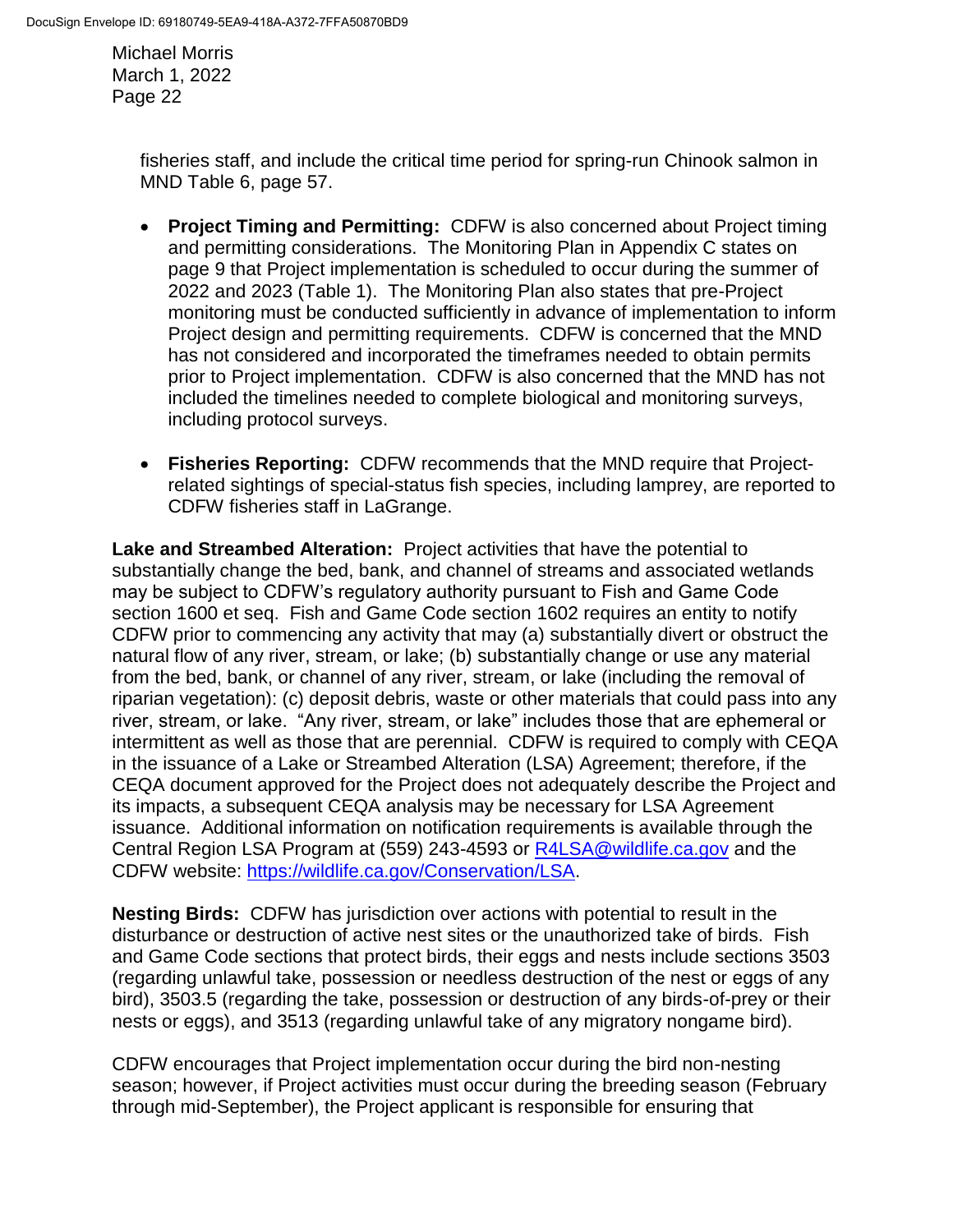fisheries staff, and include the critical time period for spring-run Chinook salmon in MND Table 6, page 57.

- **Project Timing and Permitting:** CDFW is also concerned about Project timing and permitting considerations. The Monitoring Plan in Appendix C states on page 9 that Project implementation is scheduled to occur during the summer of 2022 and 2023 (Table 1). The Monitoring Plan also states that pre-Project monitoring must be conducted sufficiently in advance of implementation to inform Project design and permitting requirements. CDFW is concerned that the MND has not considered and incorporated the timeframes needed to obtain permits prior to Project implementation. CDFW is also concerned that the MND has not included the timelines needed to complete biological and monitoring surveys, including protocol surveys.

- **Fisheries Reporting:** CDFW recommends that the MND require that Project-related sightings of special-status fish species, including lamprey, are reported to CDFW fisheries staff in LaGrange.

**Lake and Streambed Alteration:** Project activities that have the potential to substantially change the bed, bank, and channel of streams and associated wetlands may be subject to CDFW's regulatory authority pursuant to Fish and Game Code section 1600 et seq. Fish and Game Code section 1602 requires an entity to notify CDFW prior to commencing any activity that may (a) substantially divert or obstruct the natural flow of any river, stream, or lake; (b) substantially change or use any material from the bed, bank, or channel of any river, stream, or lake (including the removal of riparian vegetation): (c) deposit debris, waste or other materials that could pass into any river, stream, or lake. "Any river, stream, or lake" includes those that are ephemeral or intermittent as well as those that are perennial. CDFW is required to comply with CEQA in the issuance of a Lake or Streambed Alteration (LSA) Agreement; therefore, if the CEQA document approved for the Project does not adequately describe the Project and its impacts, a subsequent CEQA analysis may be necessary for LSA Agreement issuance. Additional information on notification requirements is available through the Central Region LSA Program at (559) 243-4593 or [R4LSA@wildlife.ca.gov](mailto:R4LSA@wildlife.ca.gov) and the CDFW website: [https://wildlife.ca.gov/Conservation/LSA](https://wildlife.ca.gov/Conservation/LSA).

**Nesting Birds:** CDFW has jurisdiction over actions with potential to result in the disturbance or destruction of active nest sites or the unauthorized take of birds. Fish and Game Code sections that protect birds, their eggs and nests include sections 3503 (regarding unlawful take, possession or needless destruction of the nest or eggs of any bird), 3503.5 (regarding the take, possession or destruction of any birds-of-prey or their nests or eggs), and 3513 (regarding unlawful take of any migratory nongame bird).

CDFW encourages that Project implementation occur during the bird non-nesting season; however, if Project activities must occur during the breeding season (February through mid-September), the Project applicant is responsible for ensuring that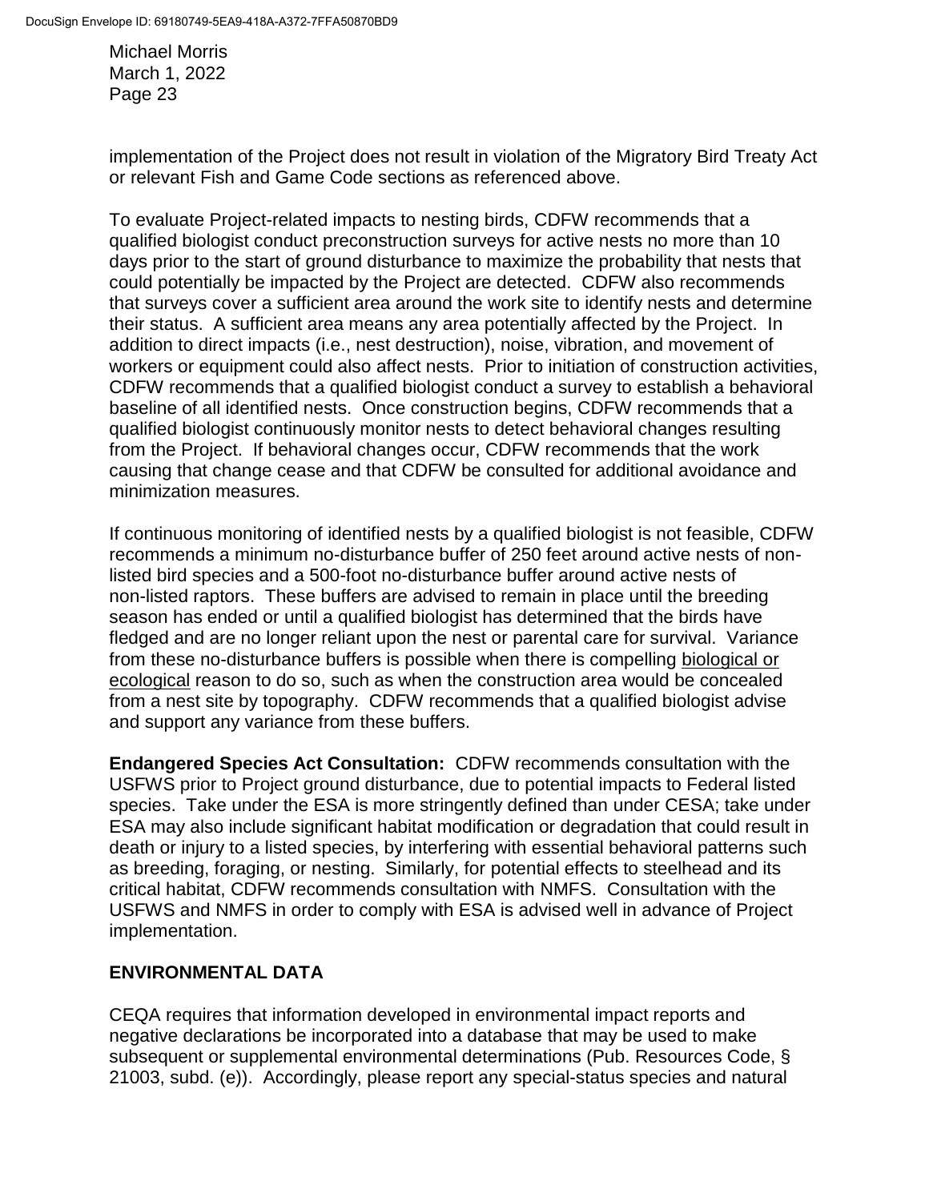implementation of the Project does not result in violation of the Migratory Bird Treaty Act or relevant Fish and Game Code sections as referenced above.

To evaluate Project-related impacts to nesting birds, CDFW recommends that a qualified biologist conduct preconstruction surveys for active nests no more than 10 days prior to the start of ground disturbance to maximize the probability that nests that could potentially be impacted by the Project are detected. CDFW also recommends that surveys cover a sufficient area around the work site to identify nests and determine their status. A sufficient area means any area potentially affected by the Project. In addition to direct impacts (i.e., nest destruction), noise, vibration, and movement of workers or equipment could also affect nests. Prior to initiation of construction activities, CDFW recommends that a qualified biologist conduct a survey to establish a behavioral baseline of all identified nests. Once construction begins, CDFW recommends that a qualified biologist continuously monitor nests to detect behavioral changes resulting from the Project. If behavioral changes occur, CDFW recommends that the work causing that change cease and that CDFW be consulted for additional avoidance and minimization measures.

If continuous monitoring of identified nests by a qualified biologist is not feasible, CDFW recommends a minimum no-disturbance buffer of 250 feet around active nests of non-listed bird species and a 500-foot no-disturbance buffer around active nests of non-listed raptors. These buffers are advised to remain in place until the breeding season has ended or until a qualified biologist has determined that the birds have fledged and are no longer reliant upon the nest or parental care for survival. Variance from these no-disturbance buffers is possible when there is compelling biological or ecological reason to do so, such as when the construction area would be concealed from a nest site by topography. CDFW recommends that a qualified biologist advise and support any variance from these buffers.

**Endangered Species Act Consultation:** CDFW recommends consultation with the USFWS prior to Project ground disturbance, due to potential impacts to Federal listed species. Take under the ESA is more stringently defined than under CESA; take under ESA may also include significant habitat modification or degradation that could result in death or injury to a listed species, by interfering with essential behavioral patterns such as breeding, foraging, or nesting. Similarly, for potential effects to steelhead and its critical habitat, CDFW recommends consultation with NMFS. Consultation with the USFWS and NMFS in order to comply with ESA is advised well in advance of Project implementation.

## ENVIRONMENTAL DATA

CEQA requires that information developed in environmental impact reports and negative declarations be incorporated into a database that may be used to make subsequent or supplemental environmental determinations (Pub. Resources Code, § 21003, subd. (e)). Accordingly, please report any special-status species and natural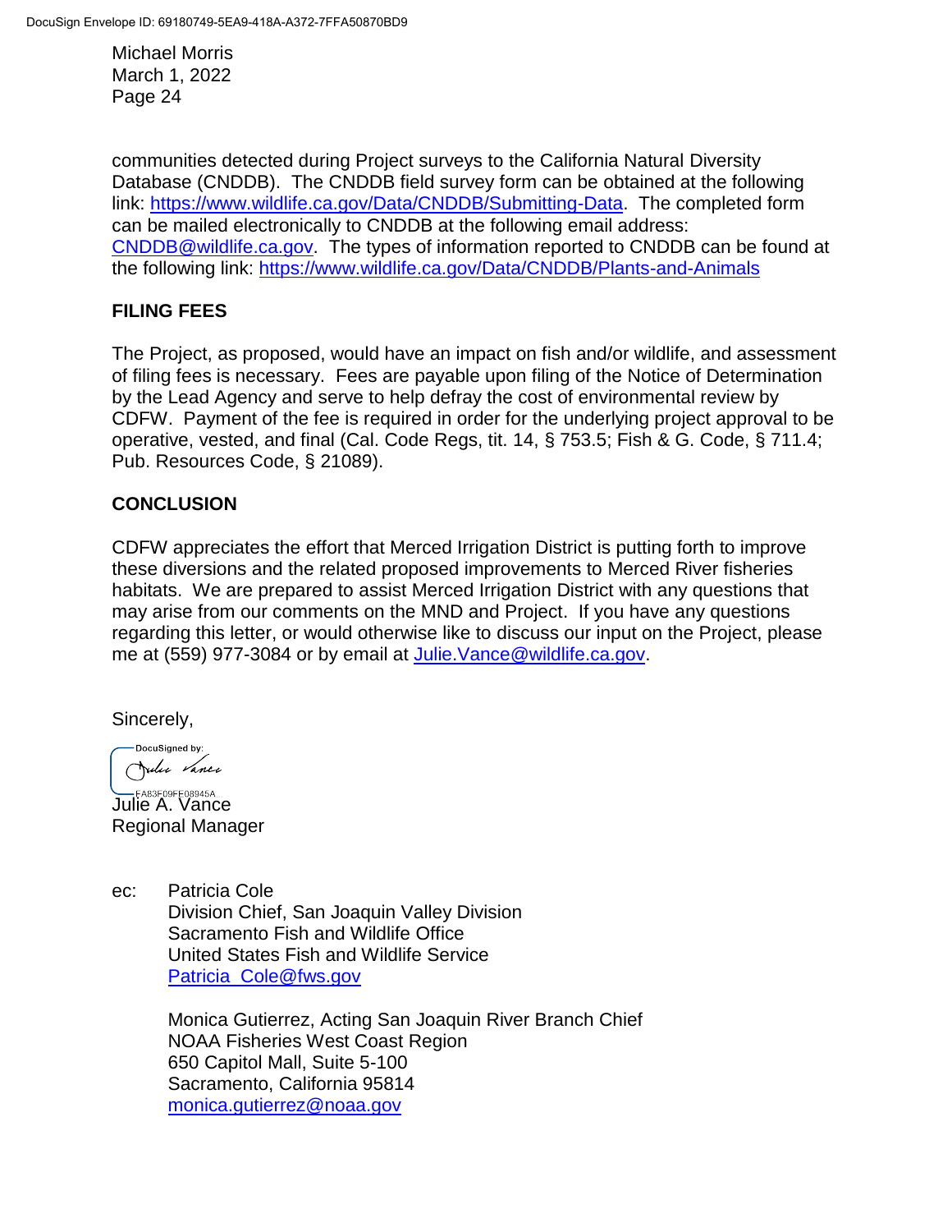communities detected during Project surveys to the California Natural Diversity Database (CNDDB). The CNDDB field survey form can be obtained at the following link: https://www.wildlife.ca.gov/Data/CNDDB/Submitting-Data. The completed form can be mailed electronically to CNDDB at the following email address: CNDDB@wildlife.ca.gov. The types of information reported to CNDDB can be found at the following link: https://www.wildlife.ca.gov/Data/CNDDB/Plants-and-Animals

## FILING FEES

The Project, as proposed, would have an impact on fish and/or wildlife, and assessment of filing fees is necessary. Fees are payable upon filing of the Notice of Determination by the Lead Agency and serve to help defray the cost of environmental review by CDFW. Payment of the fee is required in order for the underlying project approval to be operative, vested, and final (Cal. Code Regs, tit. 14, § 753.5; Fish & G. Code, § 711.4; Pub. Resources Code, § 21089).

## CONCLUSION

CDFW appreciates the effort that Merced Irrigation District is putting forth to improve these diversions and the related proposed improvements to Merced River fisheries habitats. We are prepared to assist Merced Irrigation District with any questions that may arise from our comments on the MND and Project. If you have any questions regarding this letter, or would otherwise like to discuss our input on the Project, please me at (559) 977-3084 or by email at Julie.Vance@wildlife.ca.gov.

Sincerely,

DocuSigned by:
EA83F09FE08945A

Julie A. Vance
Regional Manager

ec: Patricia Cole
Division Chief, San Joaquin Valley Division
Sacramento Fish and Wildlife Office
United States Fish and Wildlife Service
Patricia_Cole@fws.gov

Monica Gutierrez, Acting San Joaquin River Branch Chief
NOAA Fisheries West Coast Region
650 Capitol Mall, Suite 5-100
Sacramento, California 95814
monica.gutierrez@noaa.gov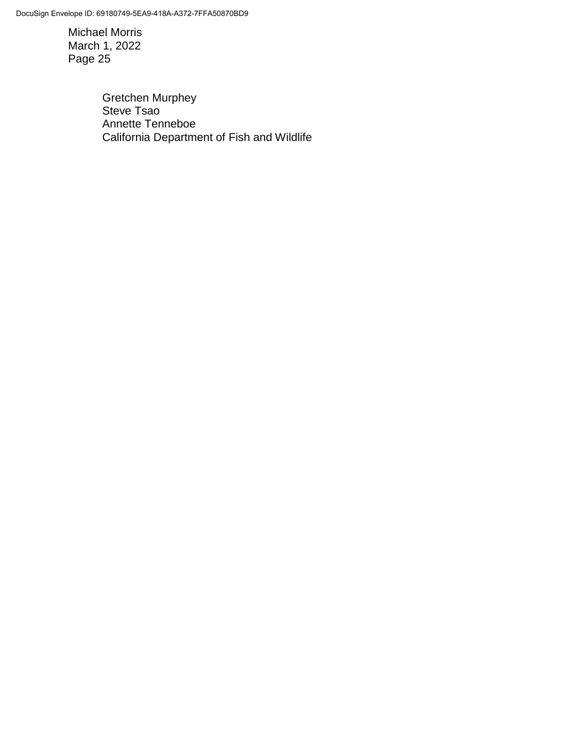Gretchen Murphey
Steve Tsao
Annette Tenneboe
California Department of Fish and Wildlife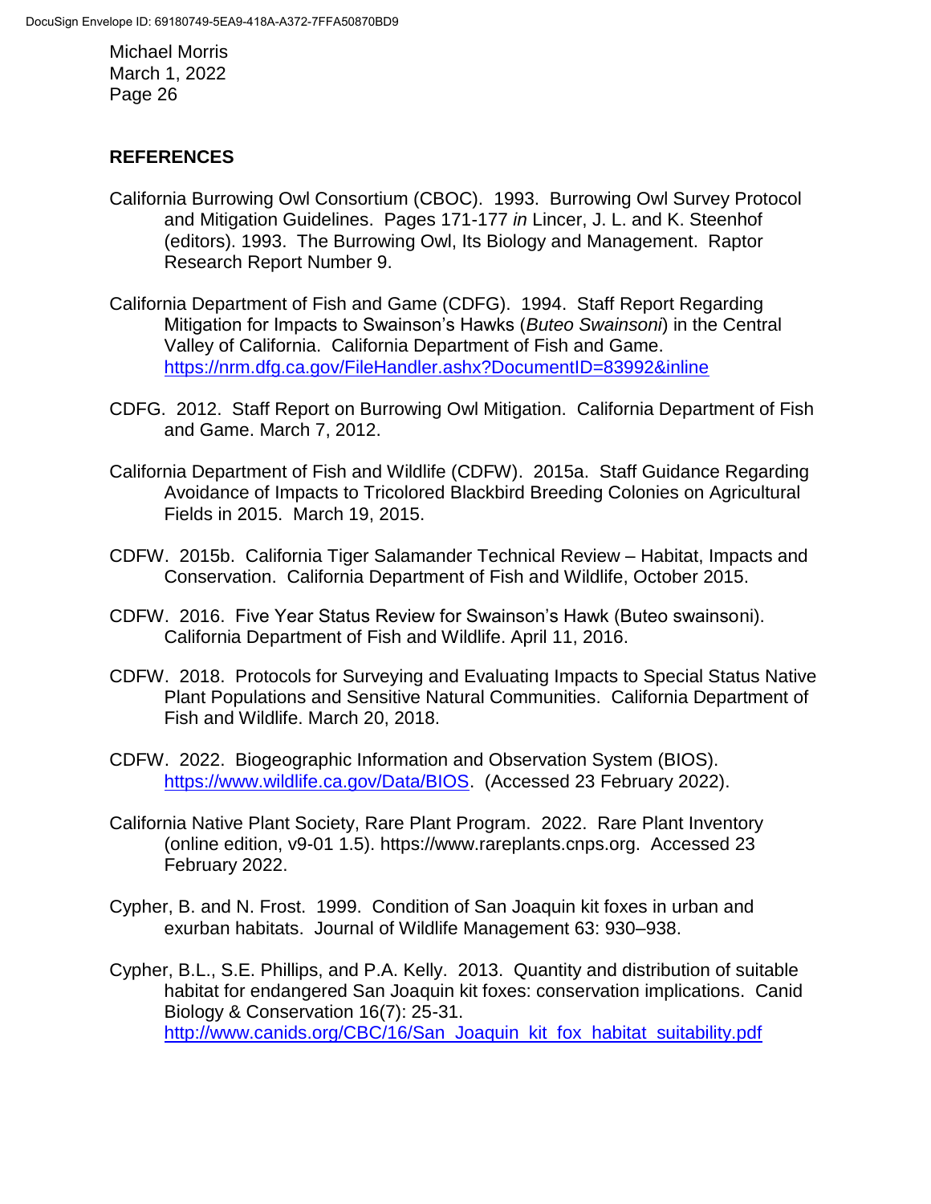## REFERENCES

California Burrowing Owl Consortium (CBOC). 1993. Burrowing Owl Survey Protocol and Mitigation Guidelines. Pages 171-177 *in* Lincer, J. L. and K. Steenhof (editors). 1993. The Burrowing Owl, Its Biology and Management. Raptor Research Report Number 9.

California Department of Fish and Game (CDFG). 1994. Staff Report Regarding Mitigation for Impacts to Swainson's Hawks (*Buteo Swainsoni*) in the Central Valley of California. California Department of Fish and Game. https://nrm.dfg.ca.gov/FileHandler.ashx?DocumentID=83992&inline

CDFG. 2012. Staff Report on Burrowing Owl Mitigation. California Department of Fish and Game. March 7, 2012.

California Department of Fish and Wildlife (CDFW). 2015a. Staff Guidance Regarding Avoidance of Impacts to Tricolored Blackbird Breeding Colonies on Agricultural Fields in 2015. March 19, 2015.

CDFW. 2015b. California Tiger Salamander Technical Review – Habitat, Impacts and Conservation. California Department of Fish and Wildlife, October 2015.

CDFW. 2016. Five Year Status Review for Swainson's Hawk (Buteo swainsoni). California Department of Fish and Wildlife. April 11, 2016.

CDFW. 2018. Protocols for Surveying and Evaluating Impacts to Special Status Native Plant Populations and Sensitive Natural Communities. California Department of Fish and Wildlife. March 20, 2018.

CDFW. 2022. Biogeographic Information and Observation System (BIOS). https://www.wildlife.ca.gov/Data/BIOS. (Accessed 23 February 2022).

California Native Plant Society, Rare Plant Program. 2022. Rare Plant Inventory (online edition, v9-01 1.5). https://www.rareplants.cnps.org. Accessed 23 February 2022.

Cypher, B. and N. Frost. 1999. Condition of San Joaquin kit foxes in urban and exurban habitats. Journal of Wildlife Management 63: 930–938.

Cypher, B.L., S.E. Phillips, and P.A. Kelly. 2013. Quantity and distribution of suitable habitat for endangered San Joaquin kit foxes: conservation implications. Canid Biology & Conservation 16(7): 25-31. http://www.canids.org/CBC/16/San_Joaquin_kit_fox_habitat_suitability.pdf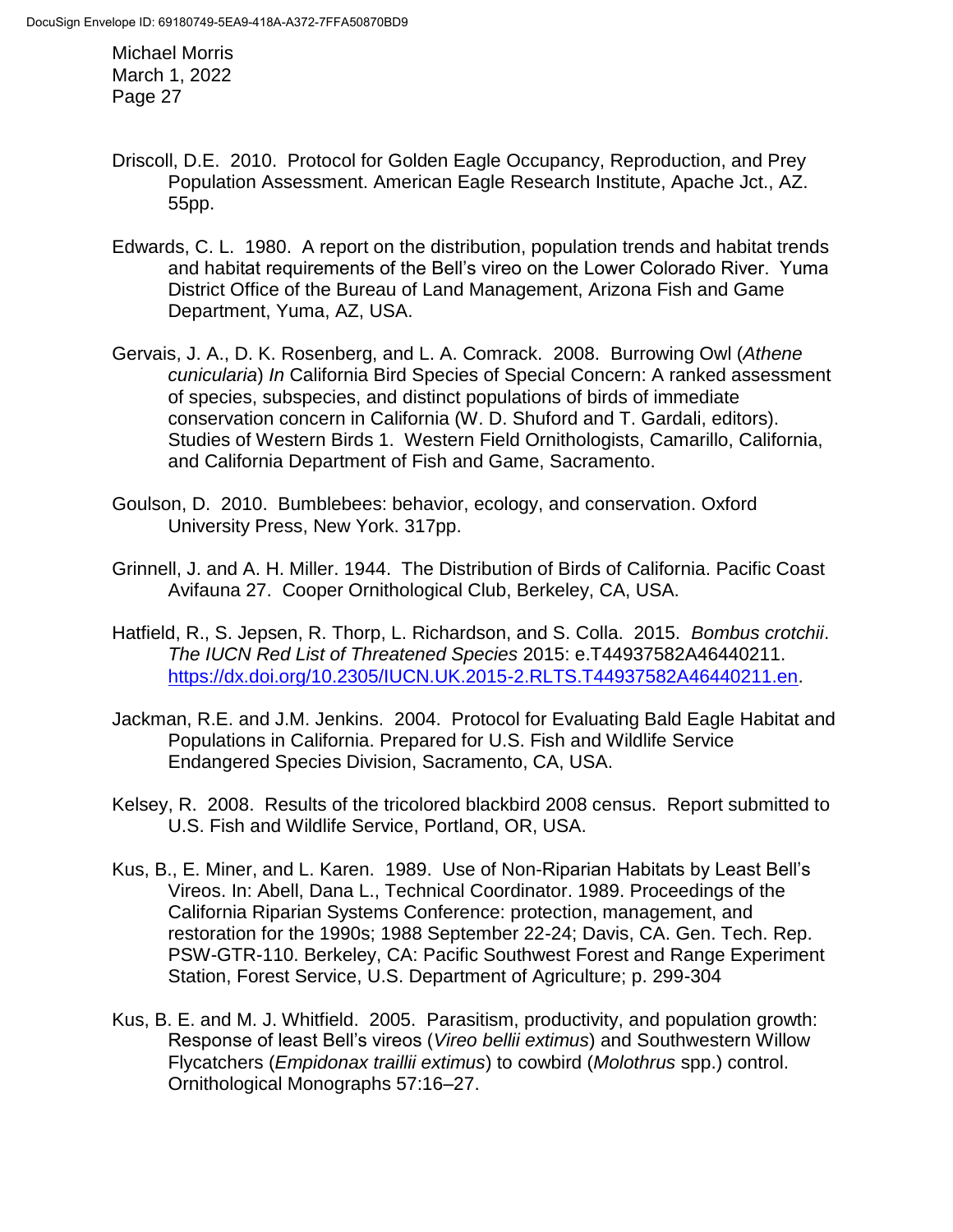Driscoll, D.E. 2010. Protocol for Golden Eagle Occupancy, Reproduction, and Prey Population Assessment. American Eagle Research Institute, Apache Jct., AZ. 55pp.

Edwards, C. L. 1980. A report on the distribution, population trends and habitat trends and habitat requirements of the Bell's vireo on the Lower Colorado River. Yuma District Office of the Bureau of Land Management, Arizona Fish and Game Department, Yuma, AZ, USA.

Gervais, J. A., D. K. Rosenberg, and L. A. Comrack. 2008. Burrowing Owl (*Athene cunicularia*) *In* California Bird Species of Special Concern: A ranked assessment of species, subspecies, and distinct populations of birds of immediate conservation concern in California (W. D. Shuford and T. Gardali, editors). Studies of Western Birds 1. Western Field Ornithologists, Camarillo, California, and California Department of Fish and Game, Sacramento.

Goulson, D. 2010. Bumblebees: behavior, ecology, and conservation. Oxford University Press, New York. 317pp.

Grinnell, J. and A. H. Miller. 1944. The Distribution of Birds of California. Pacific Coast Avifauna 27. Cooper Ornithological Club, Berkeley, CA, USA.

Hatfield, R., S. Jepsen, R. Thorp, L. Richardson, and S. Colla. 2015. *Bombus crotchii*. *The IUCN Red List of Threatened Species* 2015: e.T44937582A46440211. https://dx.doi.org/10.2305/IUCN.UK.2015-2.RLTS.T44937582A46440211.en.

Jackman, R.E. and J.M. Jenkins. 2004. Protocol for Evaluating Bald Eagle Habitat and Populations in California. Prepared for U.S. Fish and Wildlife Service Endangered Species Division, Sacramento, CA, USA.

Kelsey, R. 2008. Results of the tricolored blackbird 2008 census. Report submitted to U.S. Fish and Wildlife Service, Portland, OR, USA.

Kus, B., E. Miner, and L. Karen. 1989. Use of Non-Riparian Habitats by Least Bell's Vireos. In: Abell, Dana L., Technical Coordinator. 1989. Proceedings of the California Riparian Systems Conference: protection, management, and restoration for the 1990s; 1988 September 22-24; Davis, CA. Gen. Tech. Rep. PSW-GTR-110. Berkeley, CA: Pacific Southwest Forest and Range Experiment Station, Forest Service, U.S. Department of Agriculture; p. 299-304

Kus, B. E. and M. J. Whitfield. 2005. Parasitism, productivity, and population growth: Response of least Bell's vireos (*Vireo bellii extimus*) and Southwestern Willow Flycatchers (*Empidonax traillii extimus*) to cowbird (*Molothrus* spp.) control. Ornithological Monographs 57:16–27.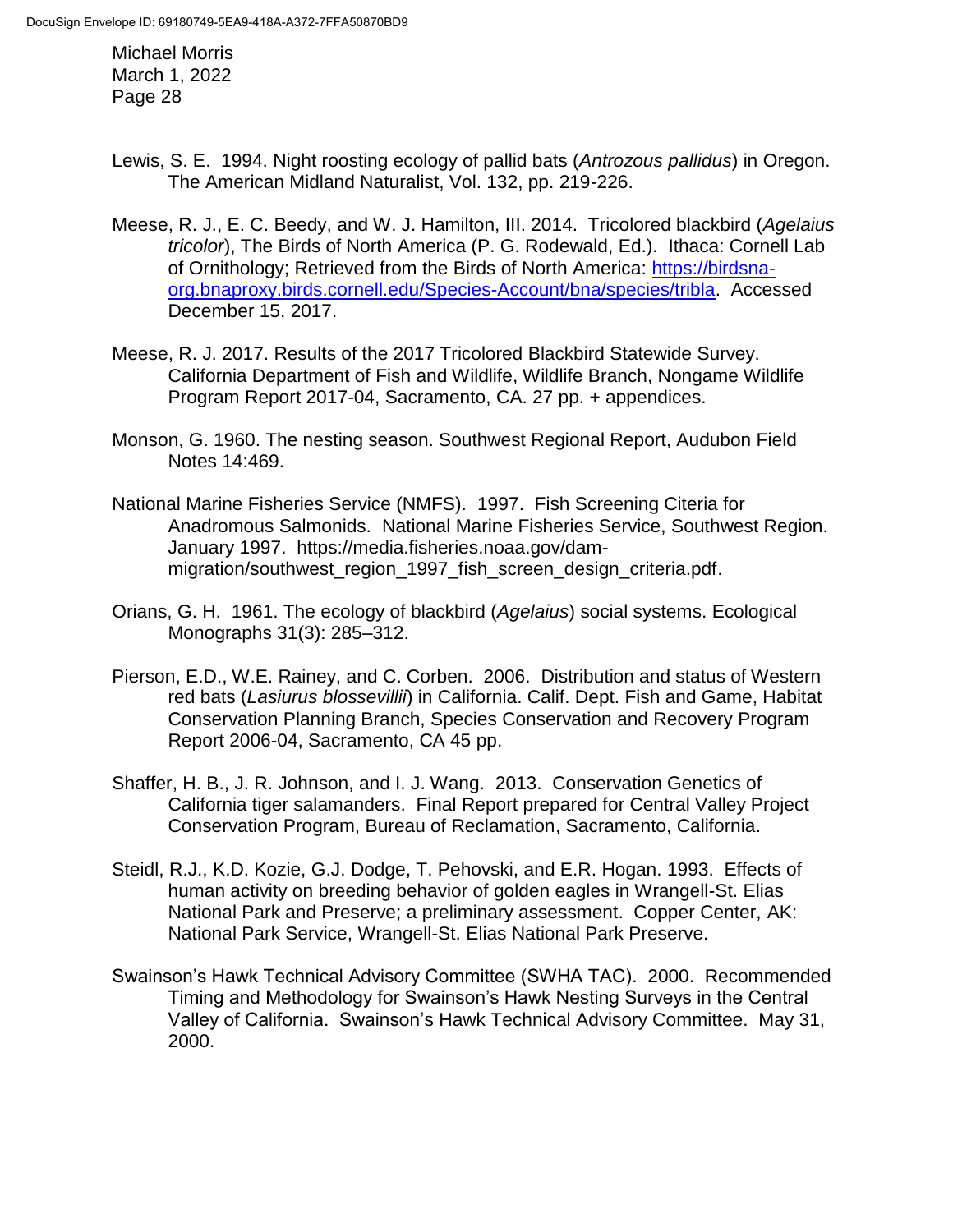Lewis, S. E. 1994. Night roosting ecology of pallid bats (*Antrozous pallidus*) in Oregon. The American Midland Naturalist, Vol. 132, pp. 219-226.

Meese, R. J., E. C. Beedy, and W. J. Hamilton, III. 2014. Tricolored blackbird (*Agelaius tricolor*), The Birds of North America (P. G. Rodewald, Ed.). Ithaca: Cornell Lab of Ornithology; Retrieved from the Birds of North America: [https://birdsna-org.bnaproxy.birds.cornell.edu/Species-Account/bna/species/tribla](https://birdsna-org.bnaproxy.birds.cornell.edu/Species-Account/bna/species/tribla). Accessed December 15, 2017.

Meese, R. J. 2017. Results of the 2017 Tricolored Blackbird Statewide Survey. California Department of Fish and Wildlife, Wildlife Branch, Nongame Wildlife Program Report 2017-04, Sacramento, CA. 27 pp. + appendices.

Monson, G. 1960. The nesting season. Southwest Regional Report, Audubon Field Notes 14:469.

National Marine Fisheries Service (NMFS). 1997. Fish Screening Citeria for Anadromous Salmonids. National Marine Fisheries Service, Southwest Region. January 1997. https://media.fisheries.noaa.gov/dam-migration/southwest_region_1997_fish_screen_design_criteria.pdf.

Orians, G. H. 1961. The ecology of blackbird (*Agelaius*) social systems. Ecological Monographs 31(3): 285–312.

Pierson, E.D., W.E. Rainey, and C. Corben. 2006. Distribution and status of Western red bats (*Lasiurus blossevillii*) in California. Calif. Dept. Fish and Game, Habitat Conservation Planning Branch, Species Conservation and Recovery Program Report 2006-04, Sacramento, CA 45 pp.

Shaffer, H. B., J. R. Johnson, and I. J. Wang. 2013. Conservation Genetics of California tiger salamanders. Final Report prepared for Central Valley Project Conservation Program, Bureau of Reclamation, Sacramento, California.

Steidl, R.J., K.D. Kozie, G.J. Dodge, T. Pehovski, and E.R. Hogan. 1993. Effects of human activity on breeding behavior of golden eagles in Wrangell-St. Elias National Park and Preserve; a preliminary assessment. Copper Center, AK: National Park Service, Wrangell-St. Elias National Park Preserve.

Swainson's Hawk Technical Advisory Committee (SWHA TAC). 2000. Recommended Timing and Methodology for Swainson's Hawk Nesting Surveys in the Central Valley of California. Swainson's Hawk Technical Advisory Committee. May 31, 2000.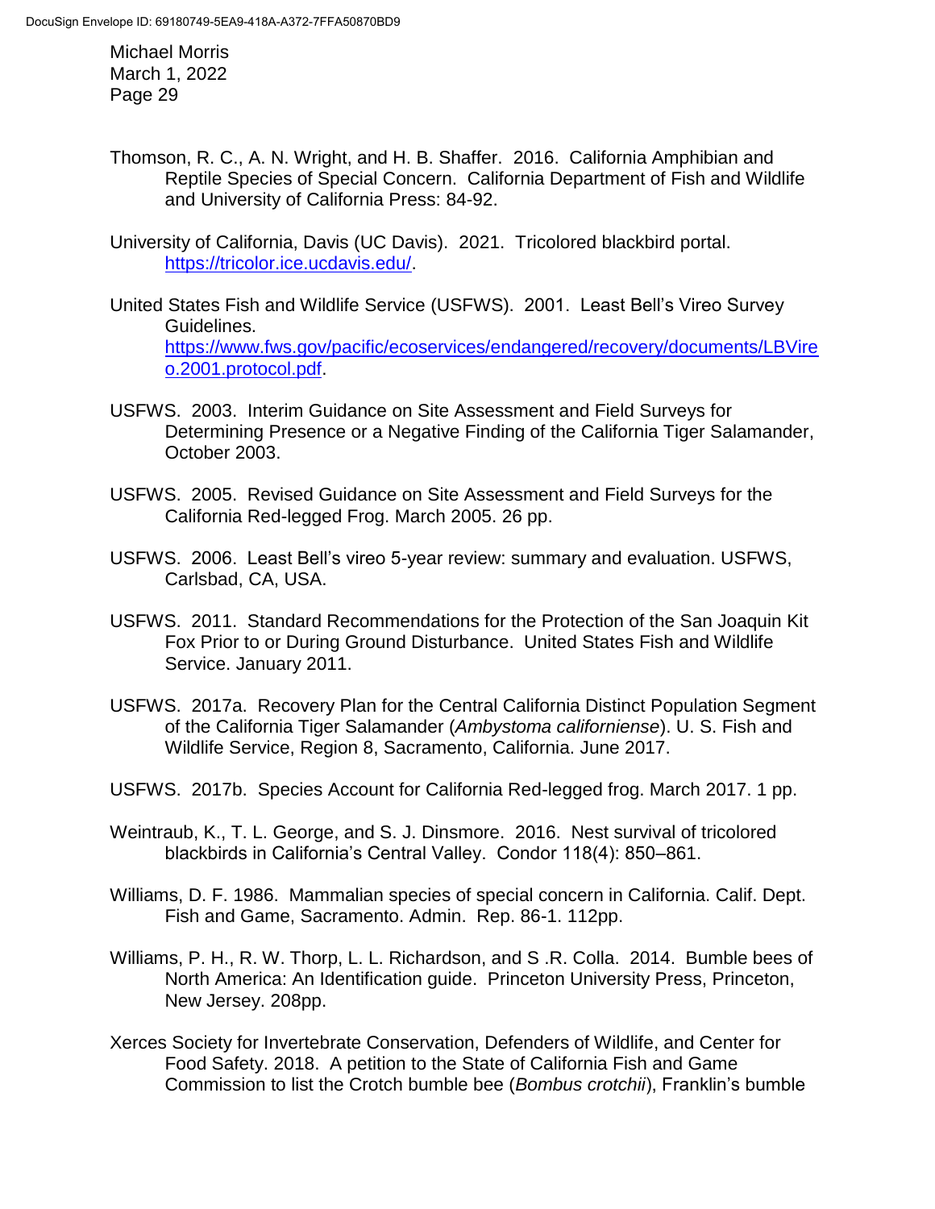Thomson, R. C., A. N. Wright, and H. B. Shaffer. 2016. California Amphibian and Reptile Species of Special Concern. California Department of Fish and Wildlife and University of California Press: 84-92.

University of California, Davis (UC Davis). 2021. Tricolored blackbird portal. https://tricolor.ice.ucdavis.edu/.

United States Fish and Wildlife Service (USFWS). 2001. Least Bell's Vireo Survey Guidelines. https://www.fws.gov/pacific/ecoservices/endangered/recovery/documents/LBVireo.2001.protocol.pdf.

USFWS. 2003. Interim Guidance on Site Assessment and Field Surveys for Determining Presence or a Negative Finding of the California Tiger Salamander, October 2003.

USFWS. 2005. Revised Guidance on Site Assessment and Field Surveys for the California Red-legged Frog. March 2005. 26 pp.

USFWS. 2006. Least Bell's vireo 5-year review: summary and evaluation. USFWS, Carlsbad, CA, USA.

USFWS. 2011. Standard Recommendations for the Protection of the San Joaquin Kit Fox Prior to or During Ground Disturbance. United States Fish and Wildlife Service. January 2011.

USFWS. 2017a. Recovery Plan for the Central California Distinct Population Segment of the California Tiger Salamander (*Ambystoma californiense*). U. S. Fish and Wildlife Service, Region 8, Sacramento, California. June 2017.

USFWS. 2017b. Species Account for California Red-legged frog. March 2017. 1 pp.

Weintraub, K., T. L. George, and S. J. Dinsmore. 2016. Nest survival of tricolored blackbirds in California's Central Valley. Condor 118(4): 850–861.

Williams, D. F. 1986. Mammalian species of special concern in California. Calif. Dept. Fish and Game, Sacramento. Admin. Rep. 86-1. 112pp.

Williams, P. H., R. W. Thorp, L. L. Richardson, and S .R. Colla. 2014. Bumble bees of North America: An Identification guide. Princeton University Press, Princeton, New Jersey. 208pp.

Xerces Society for Invertebrate Conservation, Defenders of Wildlife, and Center for Food Safety. 2018. A petition to the State of California Fish and Game Commission to list the Crotch bumble bee (*Bombus crotchii*), Franklin's bumble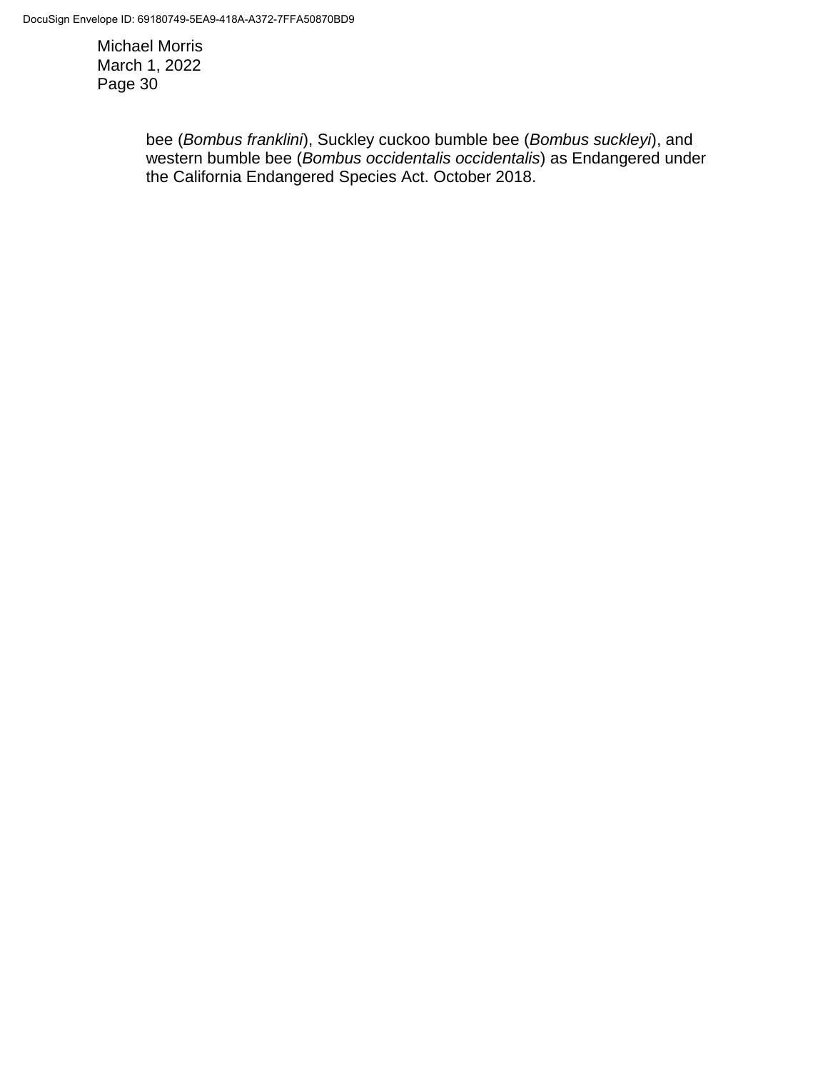bee (*Bombus franklini*), Suckley cuckoo bumble bee (*Bombus suckleyi*), and western bumble bee (*Bombus occidentalis occidentalis*) as Endangered under the California Endangered Species Act. October 2018.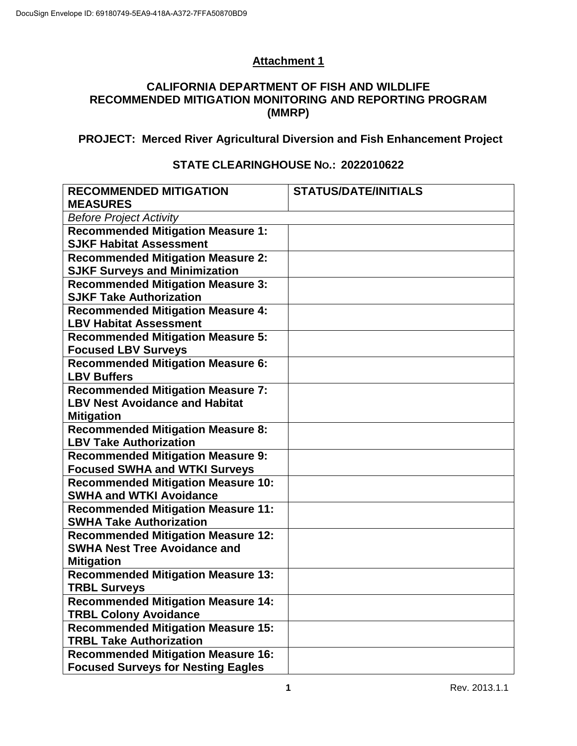DocuSign Envelope ID: 69180749-5EA9-418A-A372-7FFA50870BD9

# Attachment 1

## CALIFORNIA DEPARTMENT OF FISH AND WILDLIFE RECOMMENDED MITIGATION MONITORING AND REPORTING PROGRAM (MMRP)

## PROJECT: Merced River Agricultural Diversion and Fish Enhancement Project

## STATE CLEARINGHOUSE No.: 2022010622

| RECOMMENDED MITIGATION MEASURES | STATUS/DATE/INITIALS |
|---|---|
| *Before Project Activity* | |
| **Recommended Mitigation Measure 1: SJKF Habitat Assessment** | |
| **Recommended Mitigation Measure 2: SJKF Surveys and Minimization** | |
| **Recommended Mitigation Measure 3: SJKF Take Authorization** | |
| **Recommended Mitigation Measure 4: LBV Habitat Assessment** | |
| **Recommended Mitigation Measure 5: Focused LBV Surveys** | |
| **Recommended Mitigation Measure 6: LBV Buffers** | |
| **Recommended Mitigation Measure 7: LBV Nest Avoidance and Habitat Mitigation** | |
| **Recommended Mitigation Measure 8: LBV Take Authorization** | |
| **Recommended Mitigation Measure 9: Focused SWHA and WTKI Surveys** | |
| **Recommended Mitigation Measure 10: SWHA and WTKI Avoidance** | |
| **Recommended Mitigation Measure 11: SWHA Take Authorization** | |
| **Recommended Mitigation Measure 12: SWHA Nest Tree Avoidance and Mitigation** | |
| **Recommended Mitigation Measure 13: TRBL Surveys** | |
| **Recommended Mitigation Measure 14: TRBL Colony Avoidance** | |
| **Recommended Mitigation Measure 15: TRBL Take Authorization** | |
| **Recommended Mitigation Measure 16: Focused Surveys for Nesting Eagles** | |

Rev. 2013.1.1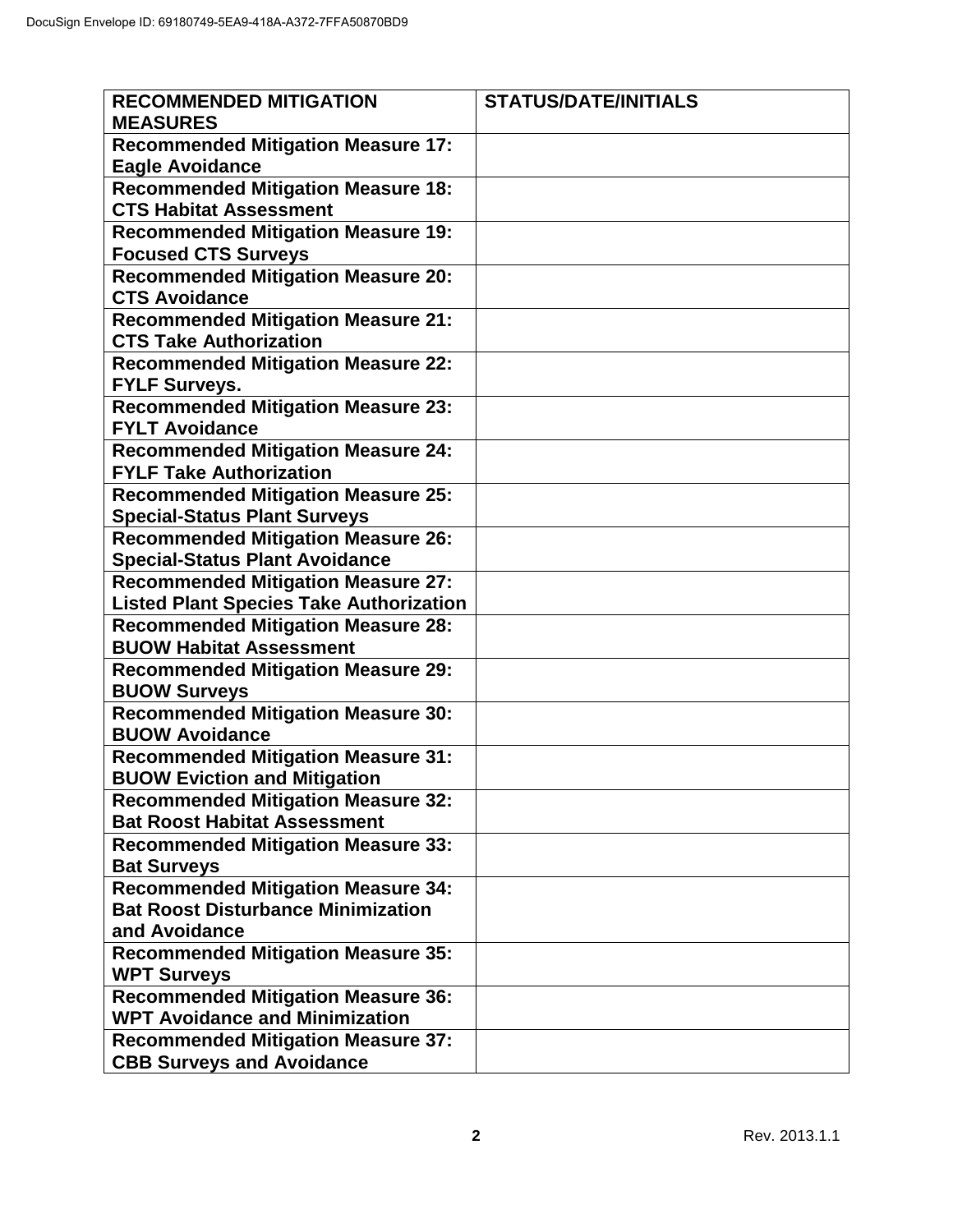| **RECOMMENDED MITIGATION MEASURES** | **STATUS/DATE/INITIALS** |
|---|---|
| **Recommended Mitigation Measure 17: Eagle Avoidance** | |
| **Recommended Mitigation Measure 18: CTS Habitat Assessment** | |
| **Recommended Mitigation Measure 19: Focused CTS Surveys** | |
| **Recommended Mitigation Measure 20: CTS Avoidance** | |
| **Recommended Mitigation Measure 21: CTS Take Authorization** | |
| **Recommended Mitigation Measure 22: FYLF Surveys.** | |
| **Recommended Mitigation Measure 23: FYLT Avoidance** | |
| **Recommended Mitigation Measure 24: FYLF Take Authorization** | |
| **Recommended Mitigation Measure 25: Special-Status Plant Surveys** | |
| **Recommended Mitigation Measure 26: Special-Status Plant Avoidance** | |
| **Recommended Mitigation Measure 27: Listed Plant Species Take Authorization** | |
| **Recommended Mitigation Measure 28: BUOW Habitat Assessment** | |
| **Recommended Mitigation Measure 29: BUOW Surveys** | |
| **Recommended Mitigation Measure 30: BUOW Avoidance** | |
| **Recommended Mitigation Measure 31: BUOW Eviction and Mitigation** | |
| **Recommended Mitigation Measure 32: Bat Roost Habitat Assessment** | |
| **Recommended Mitigation Measure 33: Bat Surveys** | |
| **Recommended Mitigation Measure 34: Bat Roost Disturbance Minimization and Avoidance** | |
| **Recommended Mitigation Measure 35: WPT Surveys** | |
| **Recommended Mitigation Measure 36: WPT Avoidance and Minimization** | |
| **Recommended Mitigation Measure 37: CBB Surveys and Avoidance** | |

Rev. 2013.1.1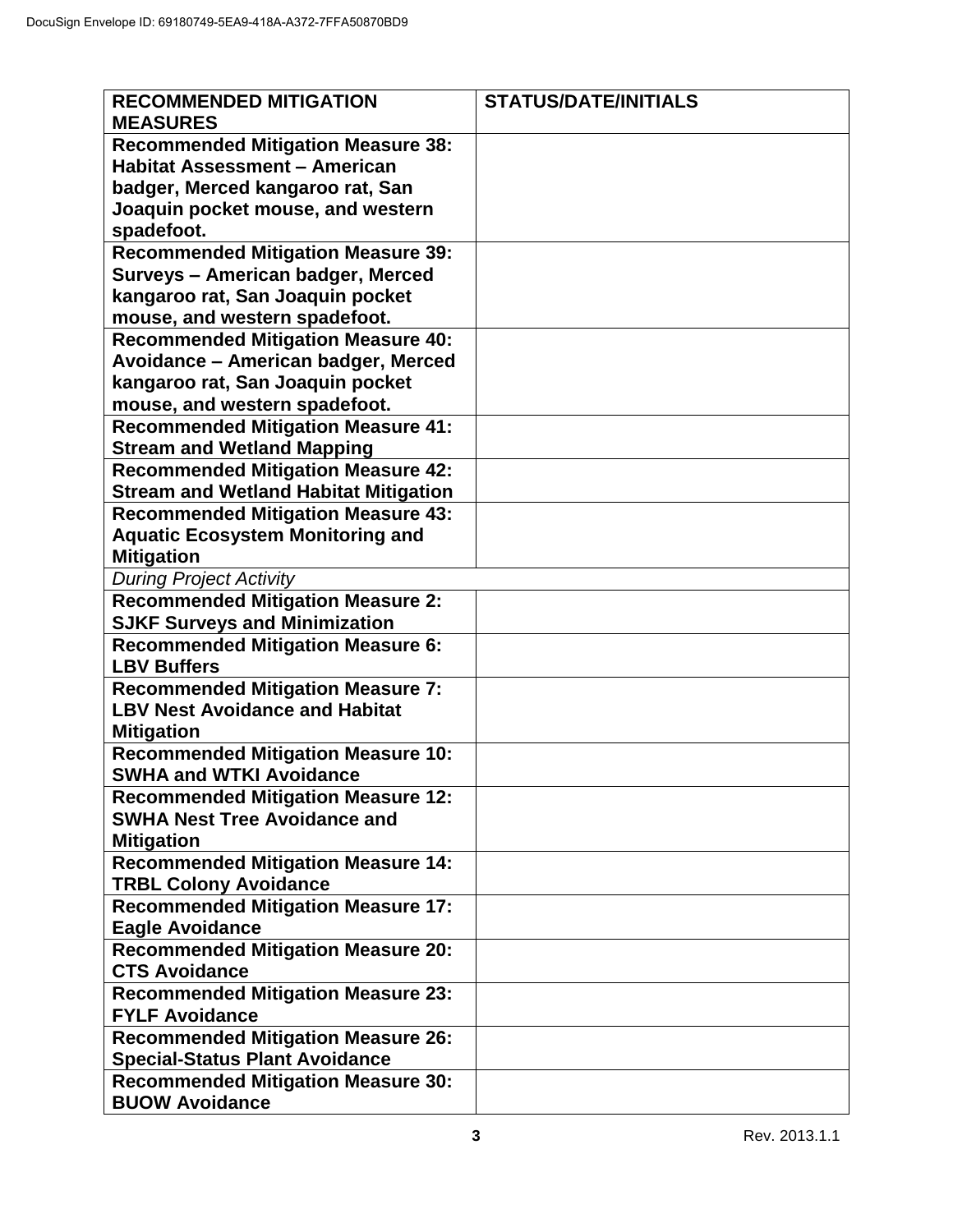| **RECOMMENDED MITIGATION MEASURES** | **STATUS/DATE/INITIALS** |
|---|---|
| **Recommended Mitigation Measure 38: Habitat Assessment – American badger, Merced kangaroo rat, San Joaquin pocket mouse, and western spadefoot.** | |
| **Recommended Mitigation Measure 39: Surveys – American badger, Merced kangaroo rat, San Joaquin pocket mouse, and western spadefoot.** | |
| **Recommended Mitigation Measure 40: Avoidance – American badger, Merced kangaroo rat, San Joaquin pocket mouse, and western spadefoot.** | |
| **Recommended Mitigation Measure 41: Stream and Wetland Mapping** | |
| **Recommended Mitigation Measure 42: Stream and Wetland Habitat Mitigation** | |
| **Recommended Mitigation Measure 43: Aquatic Ecosystem Monitoring and Mitigation** | |
| *During Project Activity* | |
| **Recommended Mitigation Measure 2: SJKF Surveys and Minimization** | |
| **Recommended Mitigation Measure 6: LBV Buffers** | |
| **Recommended Mitigation Measure 7: LBV Nest Avoidance and Habitat Mitigation** | |
| **Recommended Mitigation Measure 10: SWHA and WTKI Avoidance** | |
| **Recommended Mitigation Measure 12: SWHA Nest Tree Avoidance and Mitigation** | |
| **Recommended Mitigation Measure 14: TRBL Colony Avoidance** | |
| **Recommended Mitigation Measure 17: Eagle Avoidance** | |
| **Recommended Mitigation Measure 20: CTS Avoidance** | |
| **Recommended Mitigation Measure 23: FYLF Avoidance** | |
| **Recommended Mitigation Measure 26: Special-Status Plant Avoidance** | |
| **Recommended Mitigation Measure 30: BUOW Avoidance** | |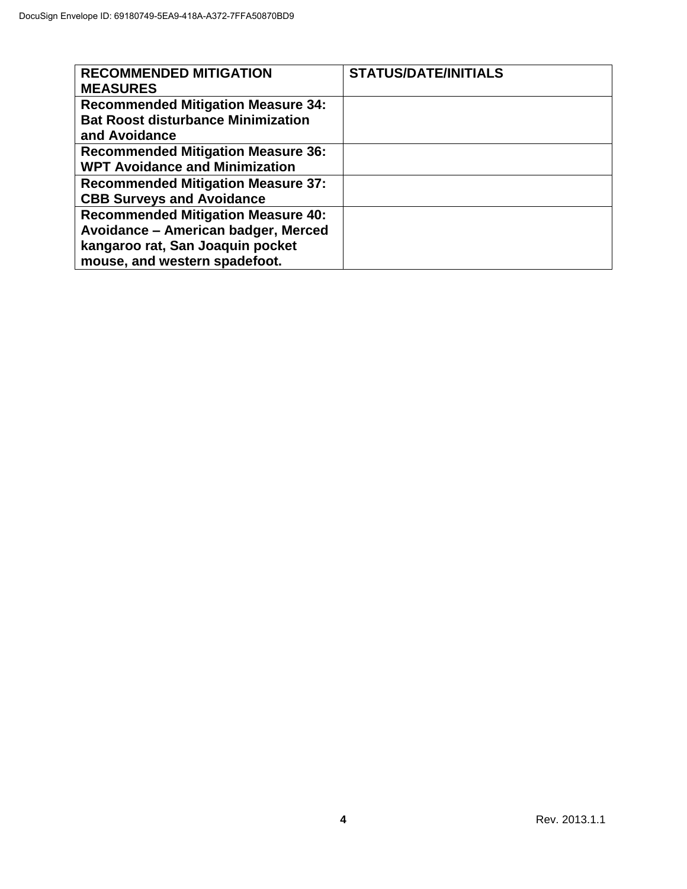| RECOMMENDED MITIGATION MEASURES | STATUS/DATE/INITIALS |
|---|---|
| **Recommended Mitigation Measure 34: Bat Roost disturbance Minimization and Avoidance** | |
| **Recommended Mitigation Measure 36: WPT Avoidance and Minimization** | |
| **Recommended Mitigation Measure 37: CBB Surveys and Avoidance** | |
| **Recommended Mitigation Measure 40: Avoidance – American badger, Merced kangaroo rat, San Joaquin pocket mouse, and western spadefoot.** | |